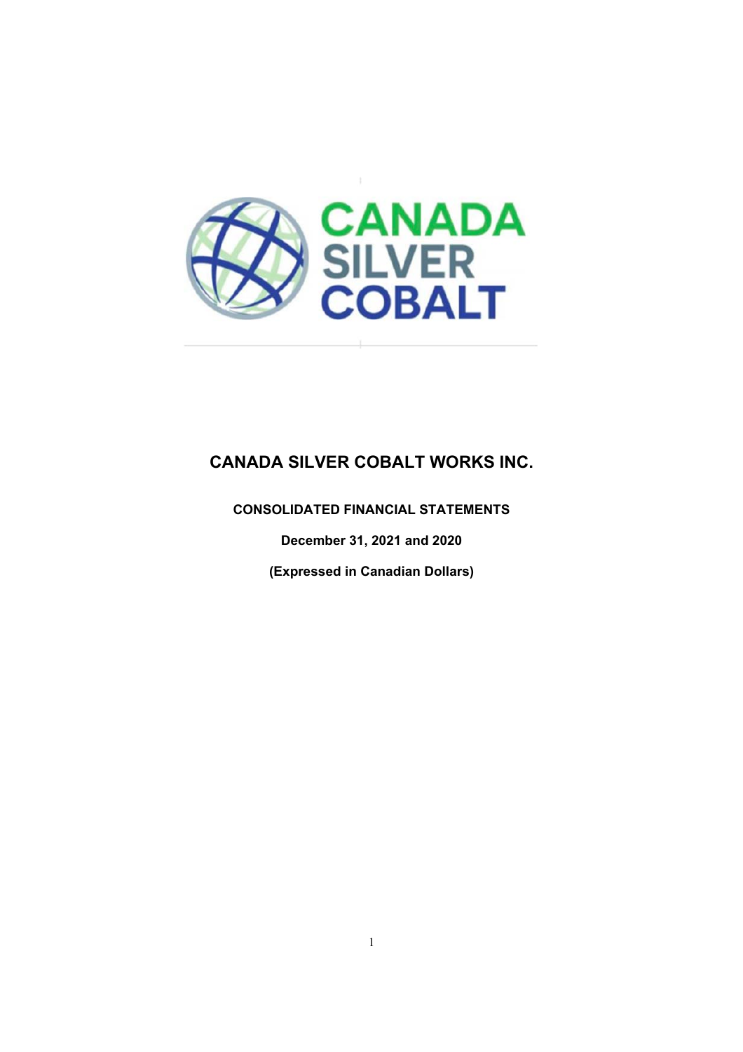# CANADA SILVER COBALT WORKS INC.

**CONSOLIDATED FINANCIAL STATEMENTS**

**December 31, 2021 and 2020**

**(Expressed in Canadian Dollars)**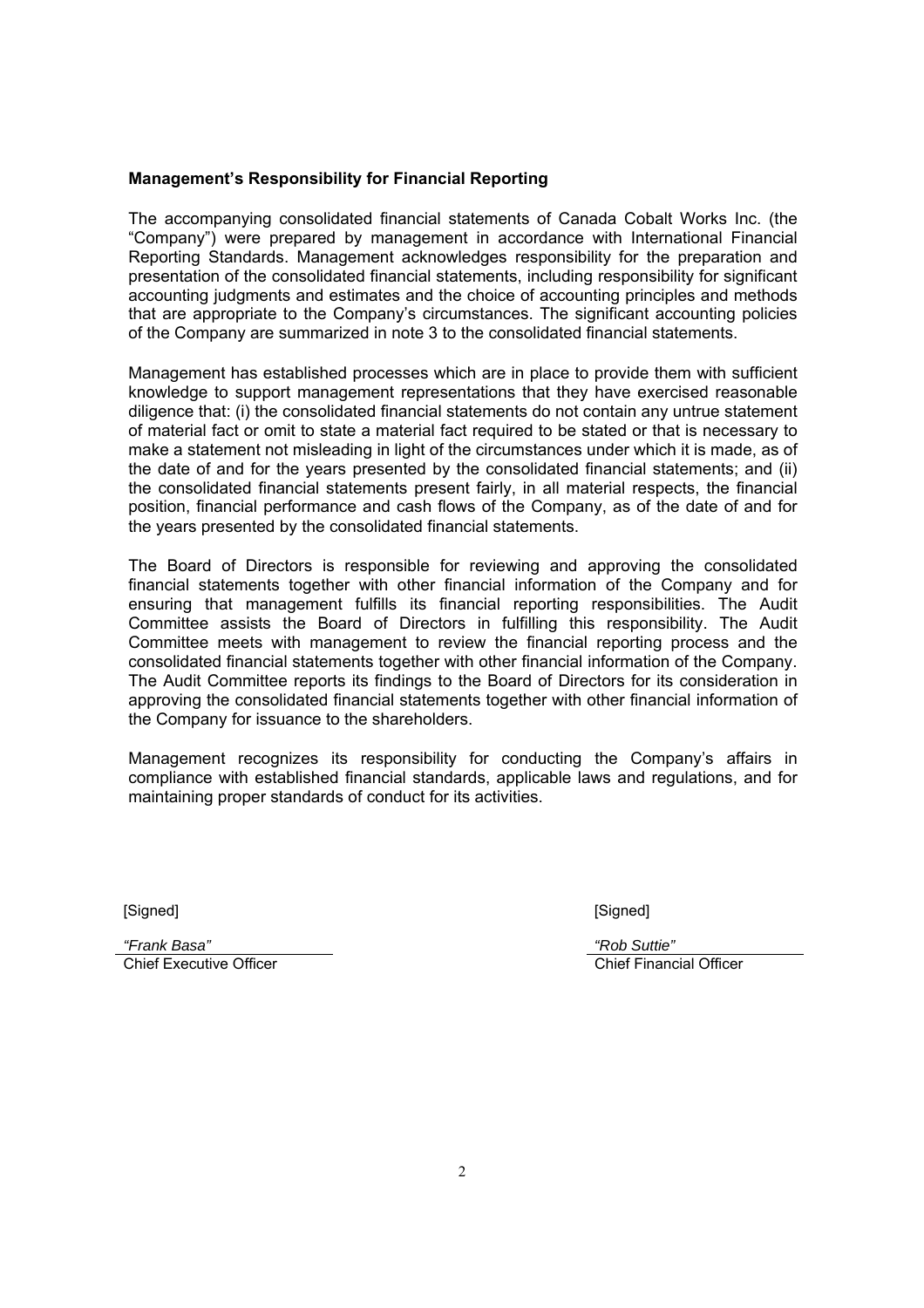**Management's Responsibility for Financial Reporting**

The accompanying consolidated financial statements of Canada Cobalt Works Inc. (the "Company") were prepared by management in accordance with International Financial Reporting Standards. Management acknowledges responsibility for the preparation and presentation of the consolidated financial statements, including responsibility for significant accounting judgments and estimates and the choice of accounting principles and methods that are appropriate to the Company's circumstances. The significant accounting policies of the Company are summarized in note 3 to the consolidated financial statements.

Management has established processes which are in place to provide them with sufficient knowledge to support management representations that they have exercised reasonable diligence that: (i) the consolidated financial statements do not contain any untrue statement of material fact or omit to state a material fact required to be stated or that is necessary to make a statement not misleading in light of the circumstances under which it is made, as of the date of and for the years presented by the consolidated financial statements; and (ii) the consolidated financial statements present fairly, in all material respects, the financial position, financial performance and cash flows of the Company, as of the date of and for the years presented by the consolidated financial statements.

The Board of Directors is responsible for reviewing and approving the consolidated financial statements together with other financial information of the Company and for ensuring that management fulfills its financial reporting responsibilities. The Audit Committee assists the Board of Directors in fulfilling this responsibility. The Audit Committee meets with management to review the financial reporting process and the consolidated financial statements together with other financial information of the Company. The Audit Committee reports its findings to the Board of Directors for its consideration in approving the consolidated financial statements together with other financial information of the Company for issuance to the shareholders.

Management recognizes its responsibility for conducting the Company's affairs in compliance with established financial standards, applicable laws and regulations, and for maintaining proper standards of conduct for its activities.

[Signed]

*"Frank Basa"*
Chief Executive Officer

[Signed]

*"Rob Suttie"*
Chief Financial Officer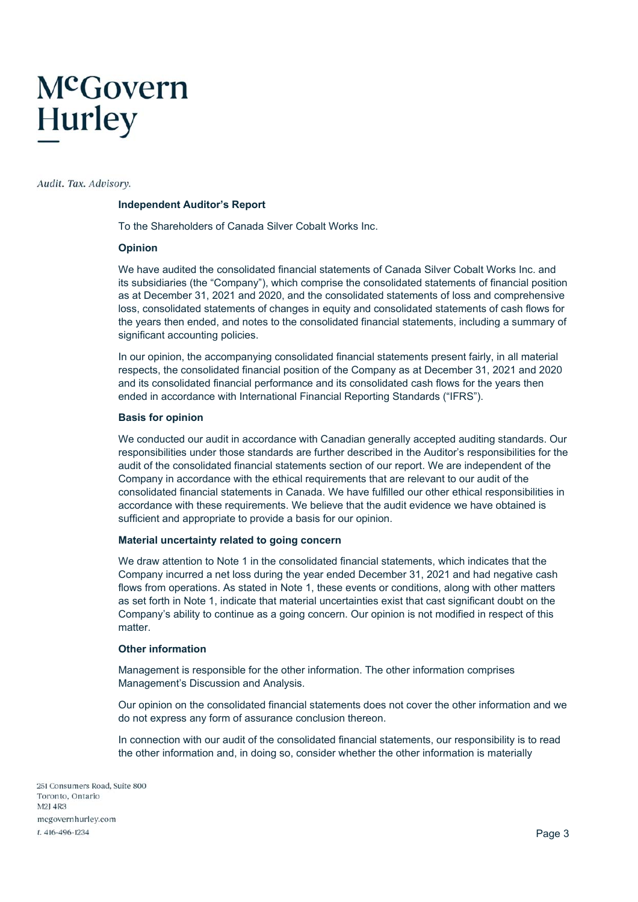McGovern Hurley

*Audit. Tax. Advisory.*

**Independent Auditor's Report**

To the Shareholders of Canada Silver Cobalt Works Inc.

**Opinion**

We have audited the consolidated financial statements of Canada Silver Cobalt Works Inc. and its subsidiaries (the "Company"), which comprise the consolidated statements of financial position as at December 31, 2021 and 2020, and the consolidated statements of loss and comprehensive loss, consolidated statements of changes in equity and consolidated statements of cash flows for the years then ended, and notes to the consolidated financial statements, including a summary of significant accounting policies.

In our opinion, the accompanying consolidated financial statements present fairly, in all material respects, the consolidated financial position of the Company as at December 31, 2021 and 2020 and its consolidated financial performance and its consolidated cash flows for the years then ended in accordance with International Financial Reporting Standards ("IFRS").

**Basis for opinion**

We conducted our audit in accordance with Canadian generally accepted auditing standards. Our responsibilities under those standards are further described in the Auditor's responsibilities for the audit of the consolidated financial statements section of our report. We are independent of the Company in accordance with the ethical requirements that are relevant to our audit of the consolidated financial statements in Canada. We have fulfilled our other ethical responsibilities in accordance with these requirements. We believe that the audit evidence we have obtained is sufficient and appropriate to provide a basis for our opinion.

**Material uncertainty related to going concern**

We draw attention to Note 1 in the consolidated financial statements, which indicates that the Company incurred a net loss during the year ended December 31, 2021 and had negative cash flows from operations. As stated in Note 1, these events or conditions, along with other matters as set forth in Note 1, indicate that material uncertainties exist that cast significant doubt on the Company's ability to continue as a going concern. Our opinion is not modified in respect of this matter.

**Other information**

Management is responsible for the other information. The other information comprises Management's Discussion and Analysis.

Our opinion on the consolidated financial statements does not cover the other information and we do not express any form of assurance conclusion thereon.

In connection with our audit of the consolidated financial statements, our responsibility is to read the other information and, in doing so, consider whether the other information is materially

251 Consumers Road, Suite 800
Toronto, Ontario
M2J 4R3
mcgovernhurley.com
t. 416-496-1234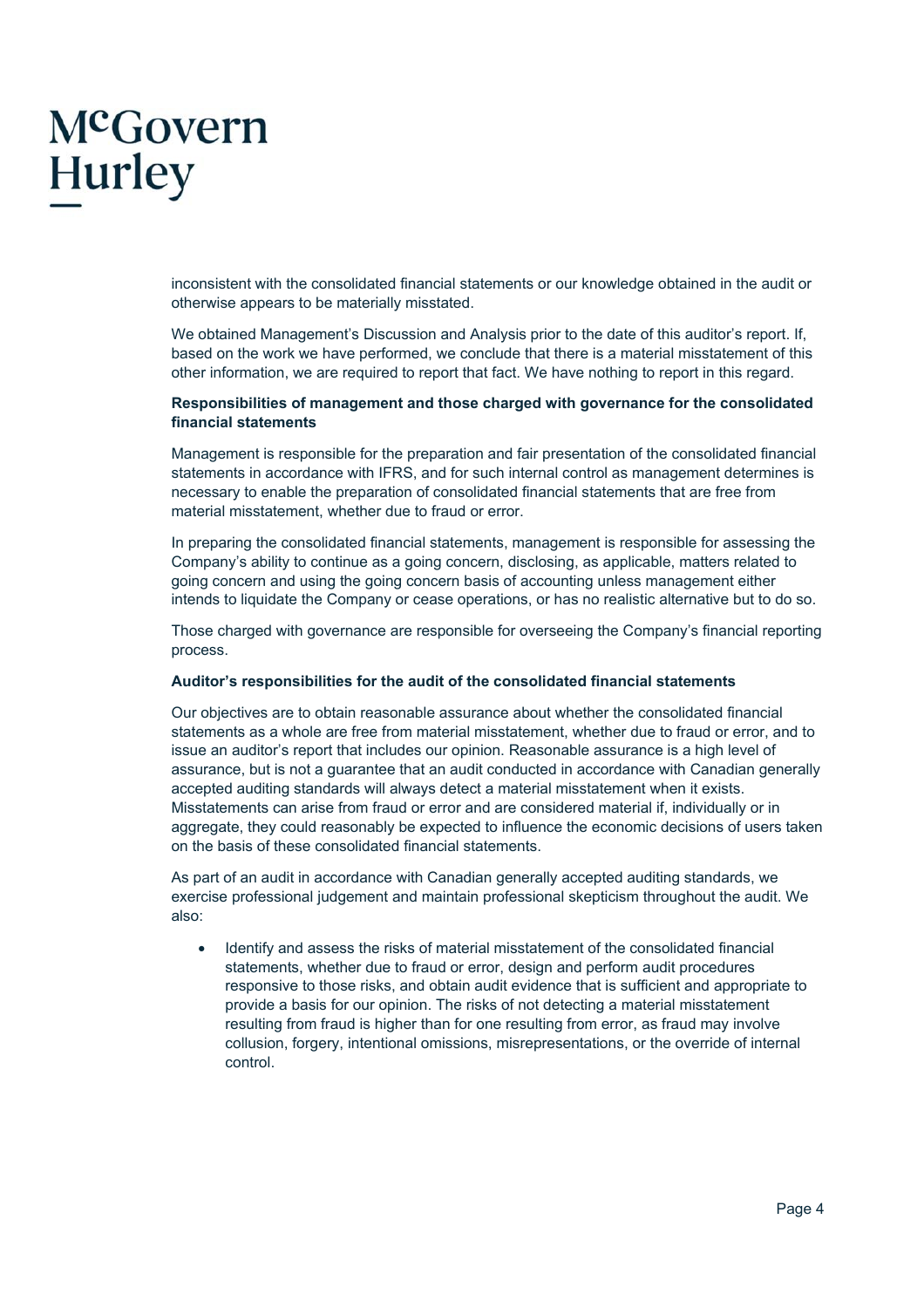inconsistent with the consolidated financial statements or our knowledge obtained in the audit or otherwise appears to be materially misstated.

We obtained Management's Discussion and Analysis prior to the date of this auditor's report. If, based on the work we have performed, we conclude that there is a material misstatement of this other information, we are required to report that fact. We have nothing to report in this regard.

**Responsibilities of management and those charged with governance for the consolidated financial statements**

Management is responsible for the preparation and fair presentation of the consolidated financial statements in accordance with IFRS, and for such internal control as management determines is necessary to enable the preparation of consolidated financial statements that are free from material misstatement, whether due to fraud or error.

In preparing the consolidated financial statements, management is responsible for assessing the Company's ability to continue as a going concern, disclosing, as applicable, matters related to going concern and using the going concern basis of accounting unless management either intends to liquidate the Company or cease operations, or has no realistic alternative but to do so.

Those charged with governance are responsible for overseeing the Company's financial reporting process.

**Auditor's responsibilities for the audit of the consolidated financial statements**

Our objectives are to obtain reasonable assurance about whether the consolidated financial statements as a whole are free from material misstatement, whether due to fraud or error, and to issue an auditor's report that includes our opinion. Reasonable assurance is a high level of assurance, but is not a guarantee that an audit conducted in accordance with Canadian generally accepted auditing standards will always detect a material misstatement when it exists. Misstatements can arise from fraud or error and are considered material if, individually or in aggregate, they could reasonably be expected to influence the economic decisions of users taken on the basis of these consolidated financial statements.

As part of an audit in accordance with Canadian generally accepted auditing standards, we exercise professional judgement and maintain professional skepticism throughout the audit. We also:

- Identify and assess the risks of material misstatement of the consolidated financial statements, whether due to fraud or error, design and perform audit procedures responsive to those risks, and obtain audit evidence that is sufficient and appropriate to provide a basis for our opinion. The risks of not detecting a material misstatement resulting from fraud is higher than for one resulting from error, as fraud may involve collusion, forgery, intentional omissions, misrepresentations, or the override of internal control.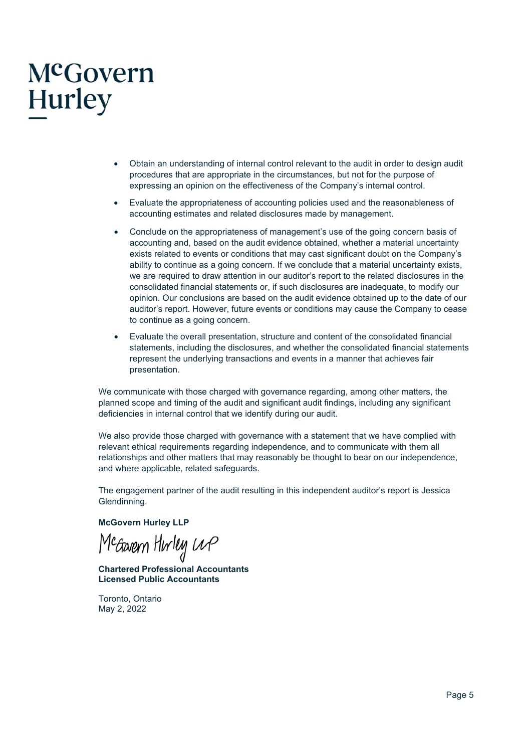- Obtain an understanding of internal control relevant to the audit in order to design audit procedures that are appropriate in the circumstances, but not for the purpose of expressing an opinion on the effectiveness of the Company's internal control.
- Evaluate the appropriateness of accounting policies used and the reasonableness of accounting estimates and related disclosures made by management.
- Conclude on the appropriateness of management's use of the going concern basis of accounting and, based on the audit evidence obtained, whether a material uncertainty exists related to events or conditions that may cast significant doubt on the Company's ability to continue as a going concern. If we conclude that a material uncertainty exists, we are required to draw attention in our auditor's report to the related disclosures in the consolidated financial statements or, if such disclosures are inadequate, to modify our opinion. Our conclusions are based on the audit evidence obtained up to the date of our auditor's report. However, future events or conditions may cause the Company to cease to continue as a going concern.
- Evaluate the overall presentation, structure and content of the consolidated financial statements, including the disclosures, and whether the consolidated financial statements represent the underlying transactions and events in a manner that achieves fair presentation.

We communicate with those charged with governance regarding, among other matters, the planned scope and timing of the audit and significant audit findings, including any significant deficiencies in internal control that we identify during our audit.

We also provide those charged with governance with a statement that we have complied with relevant ethical requirements regarding independence, and to communicate with them all relationships and other matters that may reasonably be thought to bear on our independence, and where applicable, related safeguards.

The engagement partner of the audit resulting in this independent auditor's report is Jessica Glendinning.

**McGovern Hurley LLP**

McGovern Hurley LLP

**Chartered Professional Accountants**
**Licensed Public Accountants**

Toronto, Ontario
May 2, 2022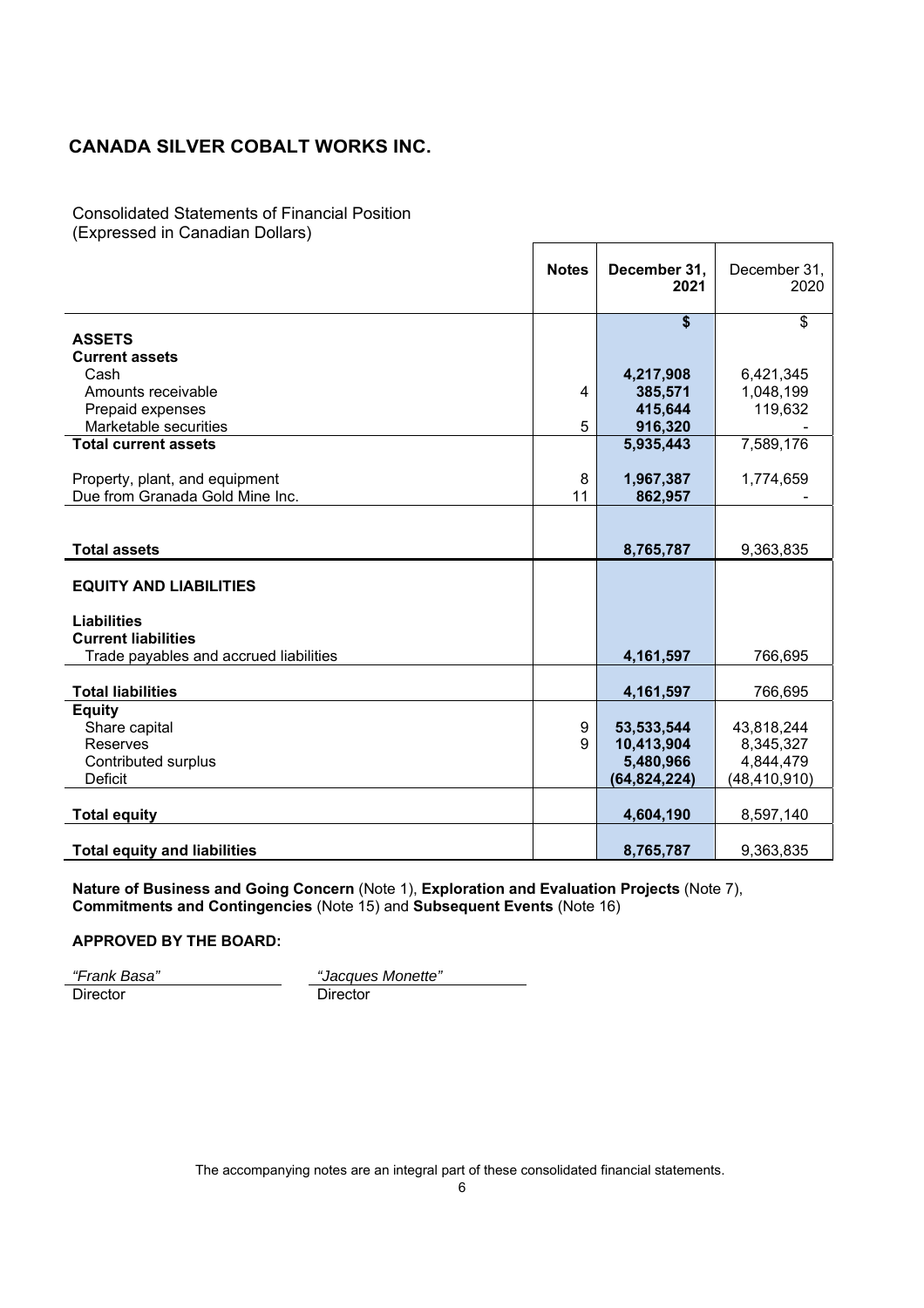# CANADA SILVER COBALT WORKS INC.

Consolidated Statements of Financial Position
(Expressed in Canadian Dollars)

| | Notes | December 31, 2021 | December 31, 2020 |
|---|---|---|---|
| | | **$** | $ |
| **ASSETS** | | | |
| **Current assets** | | | |
| Cash | | **4,217,908** | 6,421,345 |
| Amounts receivable | 4 | **385,571** | 1,048,199 |
| Prepaid expenses | | **415,644** | 119,632 |
| Marketable securities | 5 | **916,320** | - |
| **Total current assets** | | **5,935,443** | 7,589,176 |
| Property, plant, and equipment | 8 | **1,967,387** | 1,774,659 |
| Due from Granada Gold Mine Inc. | 11 | **862,957** | - |
| **Total assets** | | **8,765,787** | 9,363,835 |
| **EQUITY AND LIABILITIES** | | | |
| **Liabilities** | | | |
| **Current liabilities** | | | |
| Trade payables and accrued liabilities | | **4,161,597** | 766,695 |
| **Total liabilities** | | **4,161,597** | 766,695 |
| **Equity** | | | |
| Share capital | 9 | **53,533,544** | 43,818,244 |
| Reserves | 9 | **10,413,904** | 8,345,327 |
| Contributed surplus | | **5,480,966** | 4,844,479 |
| Deficit | | **(64,824,224)** | (48,410,910) |
| **Total equity** | | **4,604,190** | 8,597,140 |
| **Total equity and liabilities** | | **8,765,787** | 9,363,835 |

**Nature of Business and Going Concern** (Note 1), **Exploration and Evaluation Projects** (Note 7), **Commitments and Contingencies** (Note 15) and **Subsequent Events** (Note 16)

**APPROVED BY THE BOARD:**

*"Frank Basa"*
Director

*"Jacques Monette"*
Director

The accompanying notes are an integral part of these consolidated financial statements.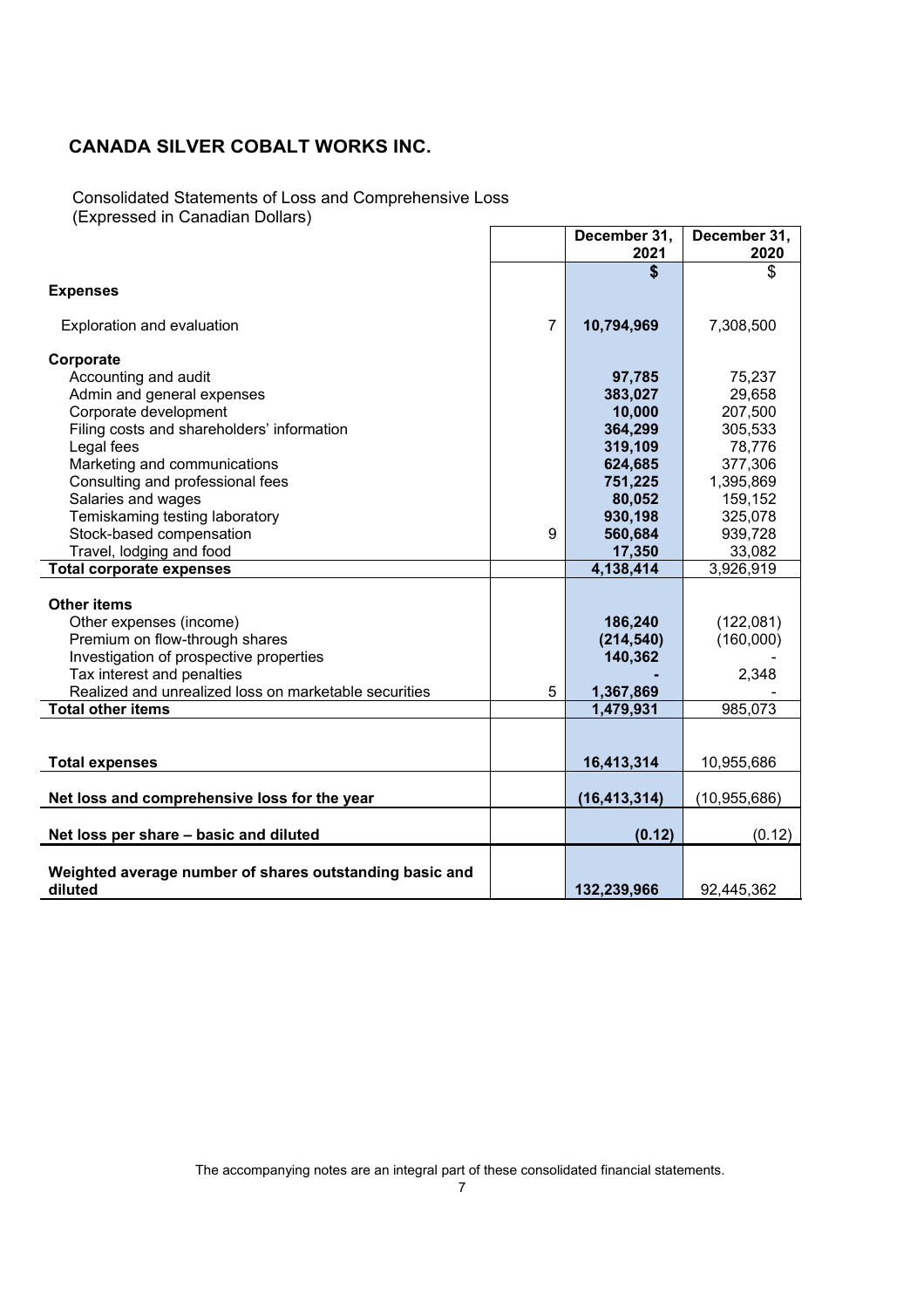# CANADA SILVER COBALT WORKS INC.

Consolidated Statements of Loss and Comprehensive Loss
(Expressed in Canadian Dollars)

| | | December 31, 2021 | December 31, 2020 |
|---|---|---|---|
| | | **$** | $ |
| **Expenses** | | | |
| Exploration and evaluation | 7 | **10,794,969** | 7,308,500 |
| **Corporate** | | | |
| Accounting and audit | | **97,785** | 75,237 |
| Admin and general expenses | | **383,027** | 29,658 |
| Corporate development | | **10,000** | 207,500 |
| Filing costs and shareholders' information | | **364,299** | 305,533 |
| Legal fees | | **319,109** | 78,776 |
| Marketing and communications | | **624,685** | 377,306 |
| Consulting and professional fees | | **751,225** | 1,395,869 |
| Salaries and wages | | **80,052** | 159,152 |
| Temiskaming testing laboratory | | **930,198** | 325,078 |
| Stock-based compensation | 9 | **560,684** | 939,728 |
| Travel, lodging and food | | **17,350** | 33,082 |
| **Total corporate expenses** | | **4,138,414** | 3,926,919 |
| **Other items** | | | |
| Other expenses (income) | | **186,240** | (122,081) |
| Premium on flow-through shares | | **(214,540)** | (160,000) |
| Investigation of prospective properties | | **140,362** | - |
| Tax interest and penalties | | **-** | 2,348 |
| Realized and unrealized loss on marketable securities | 5 | **1,367,869** | - |
| **Total other items** | | **1,479,931** | 985,073 |
| **Total expenses** | | **16,413,314** | 10,955,686 |
| **Net loss and comprehensive loss for the year** | | **(16,413,314)** | (10,955,686) |
| **Net loss per share – basic and diluted** | | **(0.12)** | (0.12) |
| **Weighted average number of shares outstanding basic and diluted** | | **132,239,966** | 92,445,362 |

The accompanying notes are an integral part of these consolidated financial statements.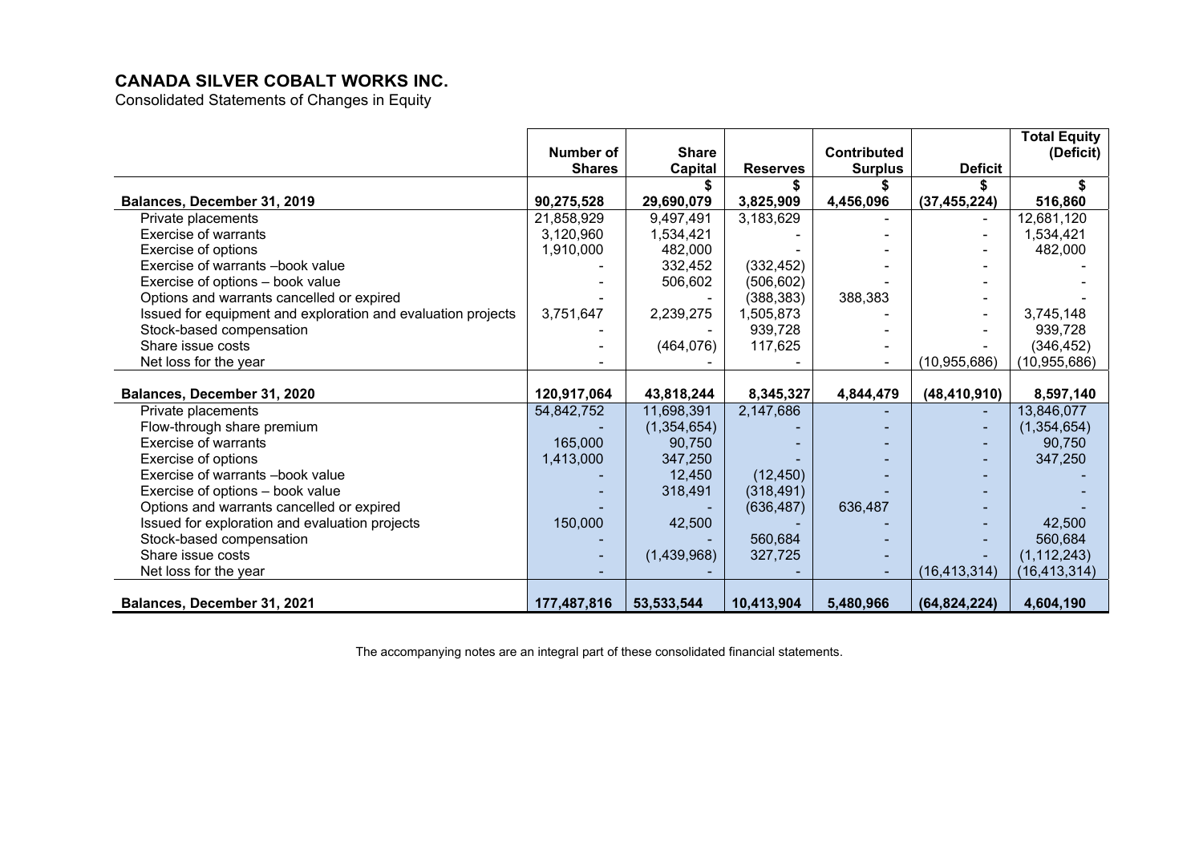**CANADA SILVER COBALT WORKS INC.**

Consolidated Statements of Changes in Equity

| | Number of Shares | Share Capital | Reserves | Contributed Surplus | Deficit | Total Equity (Deficit) |
|---|---|---|---|---|---|---|
| | | $ | $ | $ | $ | $ |
| **Balances, December 31, 2019** | **90,275,528** | **29,690,079** | **3,825,909** | **4,456,096** | **(37,455,224)** | **516,860** |
| Private placements | 21,858,929 | 9,497,491 | 3,183,629 | - | - | 12,681,120 |
| Exercise of warrants | 3,120,960 | 1,534,421 | - | - | - | 1,534,421 |
| Exercise of options | 1,910,000 | 482,000 | - | - | - | 482,000 |
| Exercise of warrants –book value | - | 332,452 | (332,452) | - | - | - |
| Exercise of options – book value | - | 506,602 | (506,602) | - | - | - |
| Options and warrants cancelled or expired | - | - | (388,383) | 388,383 | - | - |
| Issued for equipment and exploration and evaluation projects | 3,751,647 | 2,239,275 | 1,505,873 | - | - | 3,745,148 |
| Stock-based compensation | - | - | 939,728 | - | - | 939,728 |
| Share issue costs | - | (464,076) | 117,625 | - | - | (346,452) |
| Net loss for the year | - | - | - | - | (10,955,686) | (10,955,686) |
| **Balances, December 31, 2020** | **120,917,064** | **43,818,244** | **8,345,327** | **4,844,479** | **(48,410,910)** | **8,597,140** |
| Private placements | 54,842,752 | 11,698,391 | 2,147,686 | - | - | 13,846,077 |
| Flow-through share premium | - | (1,354,654) | - | - | - | (1,354,654) |
| Exercise of warrants | 165,000 | 90,750 | - | - | - | 90,750 |
| Exercise of options | 1,413,000 | 347,250 | - | - | - | 347,250 |
| Exercise of warrants –book value | - | 12,450 | (12,450) | - | - | - |
| Exercise of options – book value | - | 318,491 | (318,491) | - | - | - |
| Options and warrants cancelled or expired | - | - | (636,487) | 636,487 | - | - |
| Issued for exploration and evaluation projects | 150,000 | 42,500 | - | - | - | 42,500 |
| Stock-based compensation | - | - | 560,684 | - | - | 560,684 |
| Share issue costs | - | (1,439,968) | 327,725 | - | - | (1,112,243) |
| Net loss for the year | - | - | - | - | (16,413,314) | (16,413,314) |
| **Balances, December 31, 2021** | **177,487,816** | **53,533,544** | **10,413,904** | **5,480,966** | **(64,824,224)** | **4,604,190** |

The accompanying notes are an integral part of these consolidated financial statements.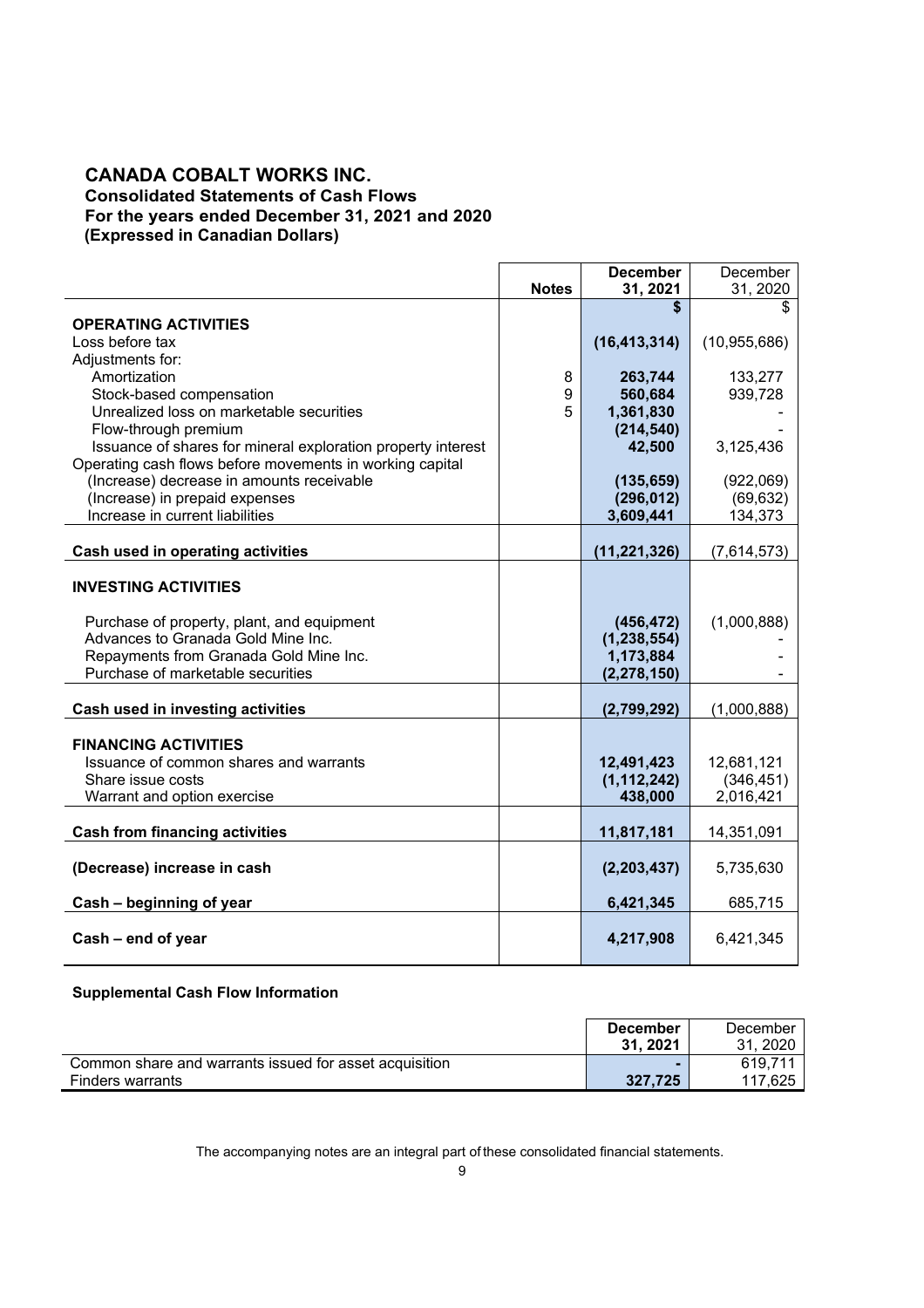# CANADA COBALT WORKS INC.

## Consolidated Statements of Cash Flows
## For the years ended December 31, 2021 and 2020
## (Expressed in Canadian Dollars)

| | Notes | **December 31, 2021** | December 31, 2020 |
|---|---|---|---|
| | | **$** | $ |
| **OPERATING ACTIVITIES** | | | |
| Loss before tax | | **(16,413,314)** | (10,955,686) |
| Adjustments for: | | | |
| Amortization | 8 | **263,744** | 133,277 |
| Stock-based compensation | 9 | **560,684** | 939,728 |
| Unrealized loss on marketable securities | 5 | **1,361,830** | - |
| Flow-through premium | | **(214,540)** | - |
| Issuance of shares for mineral exploration property interest | | **42,500** | 3,125,436 |
| Operating cash flows before movements in working capital | | | |
| (Increase) decrease in amounts receivable | | **(135,659)** | (922,069) |
| (Increase) in prepaid expenses | | **(296,012)** | (69,632) |
| Increase in current liabilities | | **3,609,441** | 134,373 |
| **Cash used in operating activities** | | **(11,221,326)** | (7,614,573) |
| **INVESTING ACTIVITIES** | | | |
| Purchase of property, plant, and equipment | | **(456,472)** | (1,000,888) |
| Advances to Granada Gold Mine Inc. | | **(1,238,554)** | - |
| Repayments from Granada Gold Mine Inc. | | **1,173,884** | - |
| Purchase of marketable securities | | **(2,278,150)** | - |
| **Cash used in investing activities** | | **(2,799,292)** | (1,000,888) |
| **FINANCING ACTIVITIES** | | | |
| Issuance of common shares and warrants | | **12,491,423** | 12,681,121 |
| Share issue costs | | **(1,112,242)** | (346,451) |
| Warrant and option exercise | | **438,000** | 2,016,421 |
| **Cash from financing activities** | | **11,817,181** | 14,351,091 |
| **(Decrease) increase in cash** | | **(2,203,437)** | 5,735,630 |
| **Cash – beginning of year** | | **6,421,345** | 685,715 |
| **Cash – end of year** | | **4,217,908** | 6,421,345 |

**Supplemental Cash Flow Information**

| | **December 31, 2021** | December 31, 2020 |
|---|---|---|
| Common share and warrants issued for asset acquisition | **-** | 619,711 |
| Finders warrants | **327,725** | 117,625 |

The accompanying notes are an integral part of these consolidated financial statements.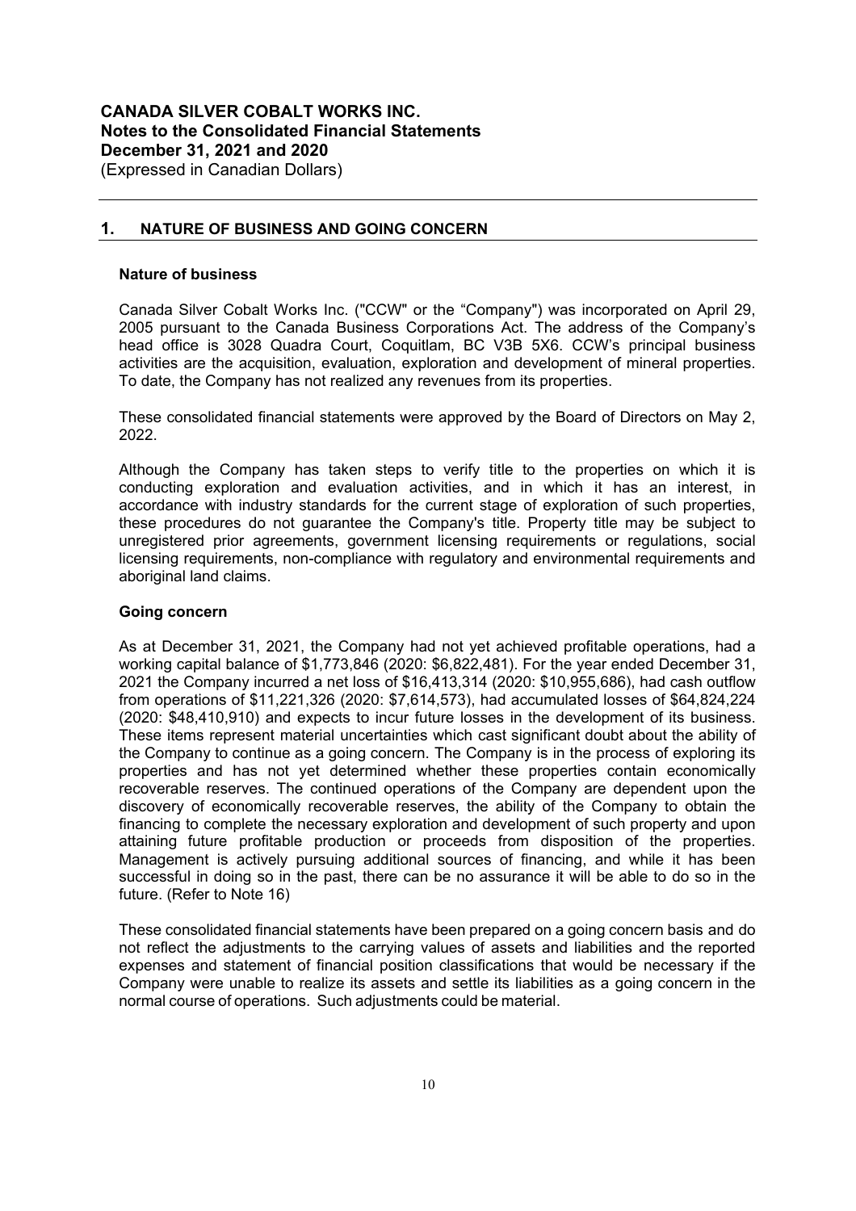**CANADA SILVER COBALT WORKS INC.**
**Notes to the Consolidated Financial Statements**
**December 31, 2021 and 2020**
(Expressed in Canadian Dollars)

## 1. NATURE OF BUSINESS AND GOING CONCERN

### Nature of business

Canada Silver Cobalt Works Inc. ("CCW" or the "Company") was incorporated on April 29, 2005 pursuant to the Canada Business Corporations Act. The address of the Company's head office is 3028 Quadra Court, Coquitlam, BC V3B 5X6. CCW's principal business activities are the acquisition, evaluation, exploration and development of mineral properties. To date, the Company has not realized any revenues from its properties.

These consolidated financial statements were approved by the Board of Directors on May 2, 2022.

Although the Company has taken steps to verify title to the properties on which it is conducting exploration and evaluation activities, and in which it has an interest, in accordance with industry standards for the current stage of exploration of such properties, these procedures do not guarantee the Company's title. Property title may be subject to unregistered prior agreements, government licensing requirements or regulations, social licensing requirements, non-compliance with regulatory and environmental requirements and aboriginal land claims.

### Going concern

As at December 31, 2021, the Company had not yet achieved profitable operations, had a working capital balance of $1,773,846 (2020: $6,822,481). For the year ended December 31, 2021 the Company incurred a net loss of $16,413,314 (2020: $10,955,686), had cash outflow from operations of $11,221,326 (2020: $7,614,573), had accumulated losses of $64,824,224 (2020: $48,410,910) and expects to incur future losses in the development of its business. These items represent material uncertainties which cast significant doubt about the ability of the Company to continue as a going concern. The Company is in the process of exploring its properties and has not yet determined whether these properties contain economically recoverable reserves. The continued operations of the Company are dependent upon the discovery of economically recoverable reserves, the ability of the Company to obtain the financing to complete the necessary exploration and development of such property and upon attaining future profitable production or proceeds from disposition of the properties. Management is actively pursuing additional sources of financing, and while it has been successful in doing so in the past, there can be no assurance it will be able to do so in the future. (Refer to Note 16)

These consolidated financial statements have been prepared on a going concern basis and do not reflect the adjustments to the carrying values of assets and liabilities and the reported expenses and statement of financial position classifications that would be necessary if the Company were unable to realize its assets and settle its liabilities as a going concern in the normal course of operations. Such adjustments could be material.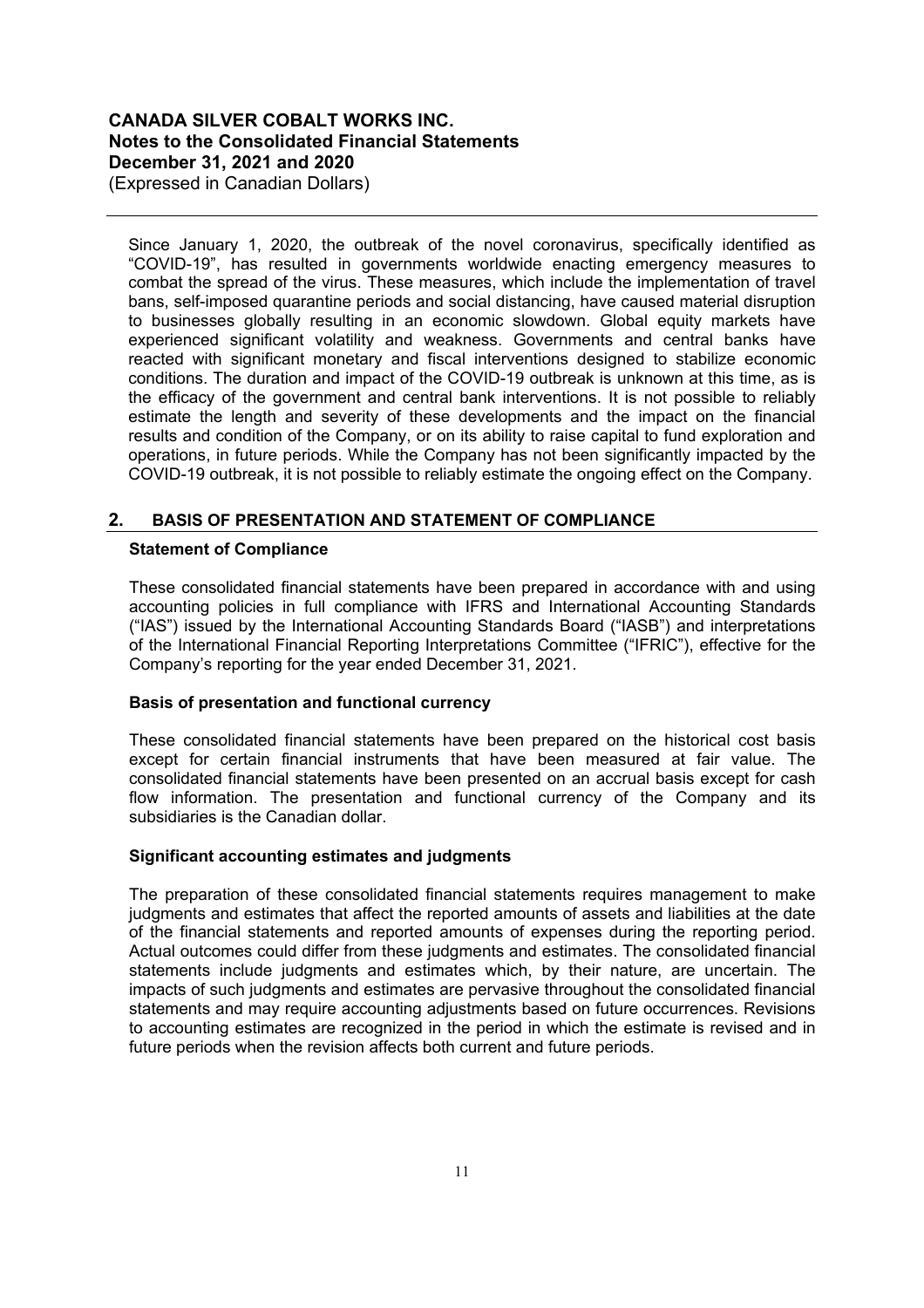Since January 1, 2020, the outbreak of the novel coronavirus, specifically identified as "COVID-19", has resulted in governments worldwide enacting emergency measures to combat the spread of the virus. These measures, which include the implementation of travel bans, self-imposed quarantine periods and social distancing, have caused material disruption to businesses globally resulting in an economic slowdown. Global equity markets have experienced significant volatility and weakness. Governments and central banks have reacted with significant monetary and fiscal interventions designed to stabilize economic conditions. The duration and impact of the COVID-19 outbreak is unknown at this time, as is the efficacy of the government and central bank interventions. It is not possible to reliably estimate the length and severity of these developments and the impact on the financial results and condition of the Company, or on its ability to raise capital to fund exploration and operations, in future periods. While the Company has not been significantly impacted by the COVID-19 outbreak, it is not possible to reliably estimate the ongoing effect on the Company.

## 2. BASIS OF PRESENTATION AND STATEMENT OF COMPLIANCE

### Statement of Compliance

These consolidated financial statements have been prepared in accordance with and using accounting policies in full compliance with IFRS and International Accounting Standards ("IAS") issued by the International Accounting Standards Board ("IASB") and interpretations of the International Financial Reporting Interpretations Committee ("IFRIC"), effective for the Company's reporting for the year ended December 31, 2021.

### Basis of presentation and functional currency

These consolidated financial statements have been prepared on the historical cost basis except for certain financial instruments that have been measured at fair value. The consolidated financial statements have been presented on an accrual basis except for cash flow information. The presentation and functional currency of the Company and its subsidiaries is the Canadian dollar.

### Significant accounting estimates and judgments

The preparation of these consolidated financial statements requires management to make judgments and estimates that affect the reported amounts of assets and liabilities at the date of the financial statements and reported amounts of expenses during the reporting period. Actual outcomes could differ from these judgments and estimates. The consolidated financial statements include judgments and estimates which, by their nature, are uncertain. The impacts of such judgments and estimates are pervasive throughout the consolidated financial statements and may require accounting adjustments based on future occurrences. Revisions to accounting estimates are recognized in the period in which the estimate is revised and in future periods when the revision affects both current and future periods.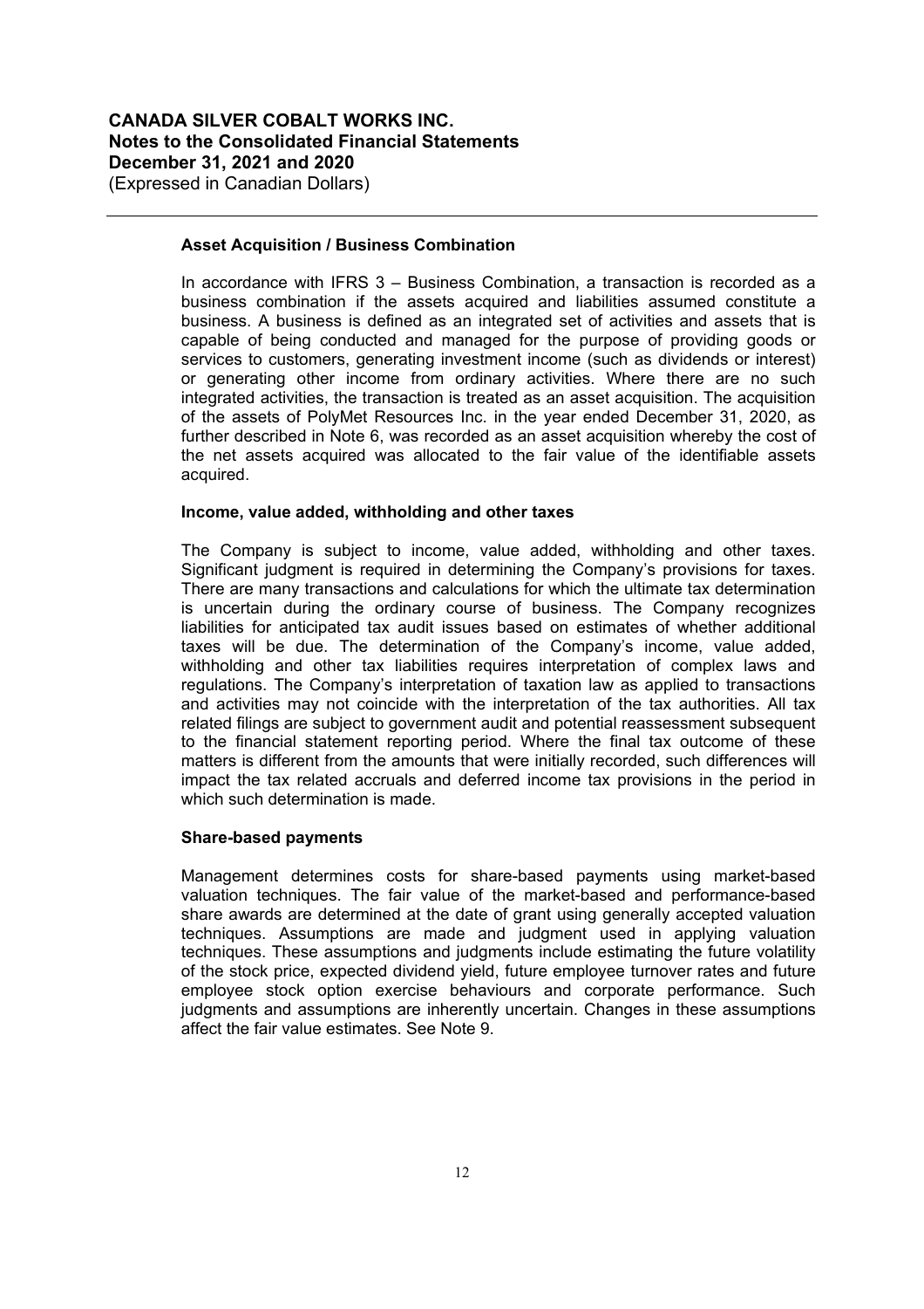**Asset Acquisition / Business Combination**

In accordance with IFRS 3 – Business Combination, a transaction is recorded as a business combination if the assets acquired and liabilities assumed constitute a business. A business is defined as an integrated set of activities and assets that is capable of being conducted and managed for the purpose of providing goods or services to customers, generating investment income (such as dividends or interest) or generating other income from ordinary activities. Where there are no such integrated activities, the transaction is treated as an asset acquisition. The acquisition of the assets of PolyMet Resources Inc. in the year ended December 31, 2020, as further described in Note 6, was recorded as an asset acquisition whereby the cost of the net assets acquired was allocated to the fair value of the identifiable assets acquired.

**Income, value added, withholding and other taxes**

The Company is subject to income, value added, withholding and other taxes. Significant judgment is required in determining the Company's provisions for taxes. There are many transactions and calculations for which the ultimate tax determination is uncertain during the ordinary course of business. The Company recognizes liabilities for anticipated tax audit issues based on estimates of whether additional taxes will be due. The determination of the Company's income, value added, withholding and other tax liabilities requires interpretation of complex laws and regulations. The Company's interpretation of taxation law as applied to transactions and activities may not coincide with the interpretation of the tax authorities. All tax related filings are subject to government audit and potential reassessment subsequent to the financial statement reporting period. Where the final tax outcome of these matters is different from the amounts that were initially recorded, such differences will impact the tax related accruals and deferred income tax provisions in the period in which such determination is made.

**Share-based payments**

Management determines costs for share-based payments using market-based valuation techniques. The fair value of the market-based and performance-based share awards are determined at the date of grant using generally accepted valuation techniques. Assumptions are made and judgment used in applying valuation techniques. These assumptions and judgments include estimating the future volatility of the stock price, expected dividend yield, future employee turnover rates and future employee stock option exercise behaviours and corporate performance. Such judgments and assumptions are inherently uncertain. Changes in these assumptions affect the fair value estimates. See Note 9.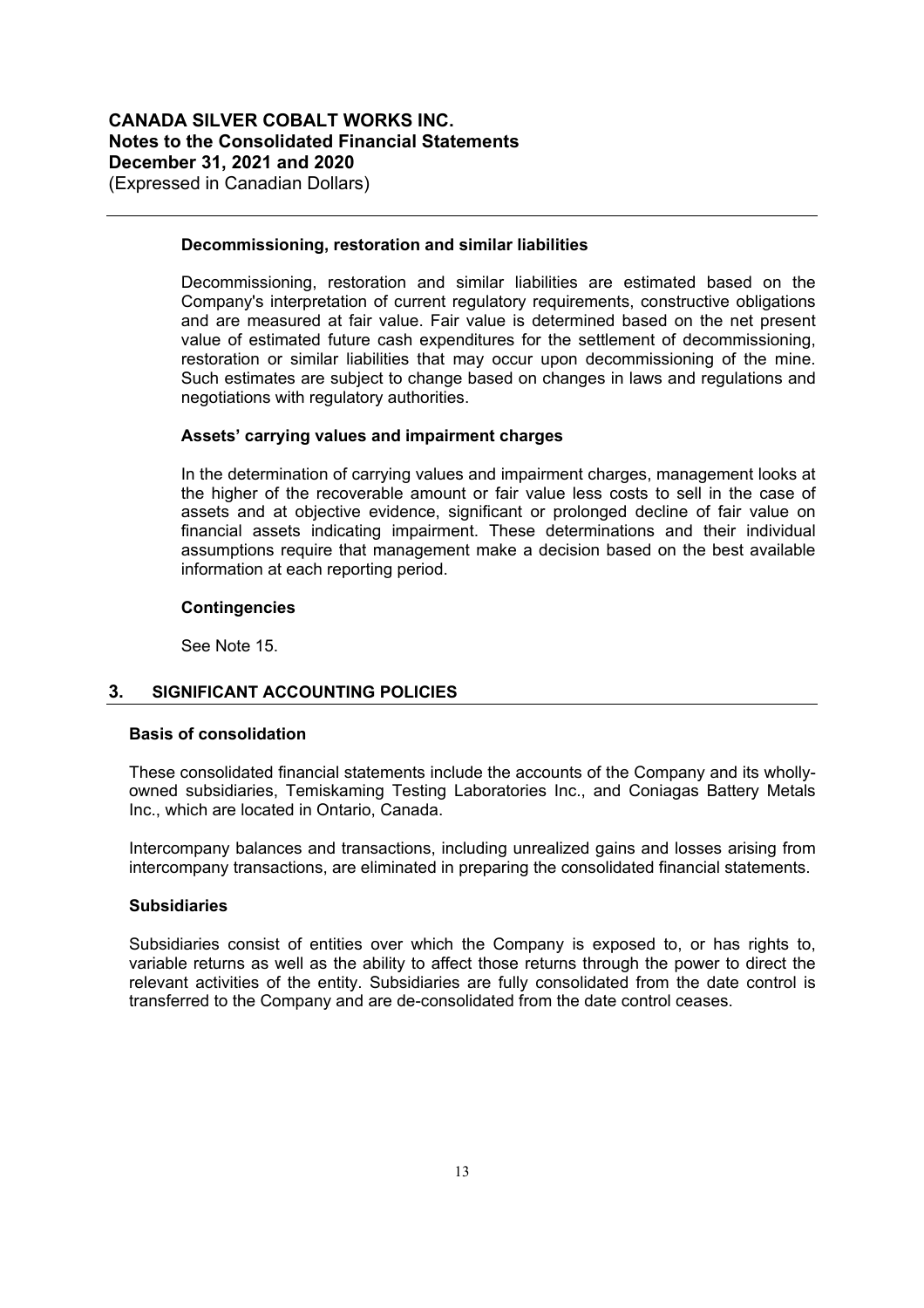#### Decommissioning, restoration and similar liabilities

Decommissioning, restoration and similar liabilities are estimated based on the Company's interpretation of current regulatory requirements, constructive obligations and are measured at fair value. Fair value is determined based on the net present value of estimated future cash expenditures for the settlement of decommissioning, restoration or similar liabilities that may occur upon decommissioning of the mine. Such estimates are subject to change based on changes in laws and regulations and negotiations with regulatory authorities.

#### Assets' carrying values and impairment charges

In the determination of carrying values and impairment charges, management looks at the higher of the recoverable amount or fair value less costs to sell in the case of assets and at objective evidence, significant or prolonged decline of fair value on financial assets indicating impairment. These determinations and their individual assumptions require that management make a decision based on the best available information at each reporting period.

#### Contingencies

See Note 15.

## 3. SIGNIFICANT ACCOUNTING POLICIES

#### Basis of consolidation

These consolidated financial statements include the accounts of the Company and its wholly-owned subsidiaries, Temiskaming Testing Laboratories Inc., and Coniagas Battery Metals Inc., which are located in Ontario, Canada.

Intercompany balances and transactions, including unrealized gains and losses arising from intercompany transactions, are eliminated in preparing the consolidated financial statements.

#### Subsidiaries

Subsidiaries consist of entities over which the Company is exposed to, or has rights to, variable returns as well as the ability to affect those returns through the power to direct the relevant activities of the entity. Subsidiaries are fully consolidated from the date control is transferred to the Company and are de-consolidated from the date control ceases.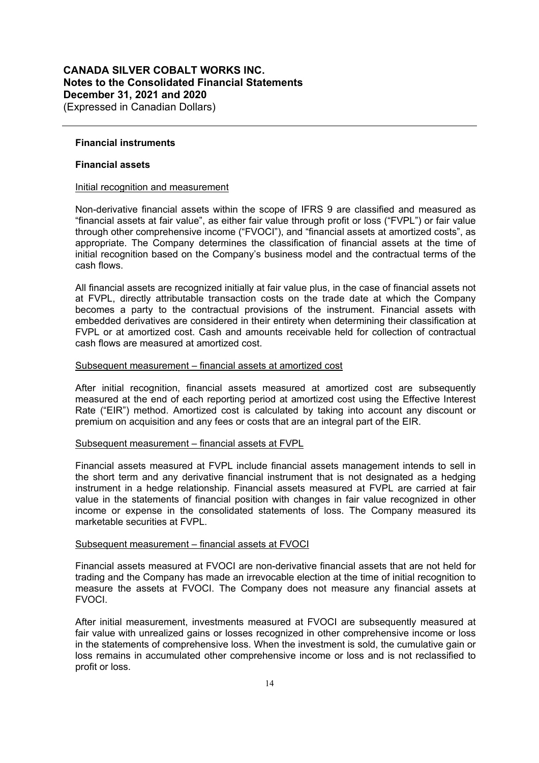**Financial instruments**

**Financial assets**

Initial recognition and measurement

Non-derivative financial assets within the scope of IFRS 9 are classified and measured as "financial assets at fair value", as either fair value through profit or loss ("FVPL") or fair value through other comprehensive income ("FVOCI"), and "financial assets at amortized costs", as appropriate. The Company determines the classification of financial assets at the time of initial recognition based on the Company's business model and the contractual terms of the cash flows.

All financial assets are recognized initially at fair value plus, in the case of financial assets not at FVPL, directly attributable transaction costs on the trade date at which the Company becomes a party to the contractual provisions of the instrument. Financial assets with embedded derivatives are considered in their entirety when determining their classification at FVPL or at amortized cost. Cash and amounts receivable held for collection of contractual cash flows are measured at amortized cost.

Subsequent measurement – financial assets at amortized cost

After initial recognition, financial assets measured at amortized cost are subsequently measured at the end of each reporting period at amortized cost using the Effective Interest Rate ("EIR") method. Amortized cost is calculated by taking into account any discount or premium on acquisition and any fees or costs that are an integral part of the EIR.

Subsequent measurement – financial assets at FVPL

Financial assets measured at FVPL include financial assets management intends to sell in the short term and any derivative financial instrument that is not designated as a hedging instrument in a hedge relationship. Financial assets measured at FVPL are carried at fair value in the statements of financial position with changes in fair value recognized in other income or expense in the consolidated statements of loss. The Company measured its marketable securities at FVPL.

Subsequent measurement – financial assets at FVOCI

Financial assets measured at FVOCI are non-derivative financial assets that are not held for trading and the Company has made an irrevocable election at the time of initial recognition to measure the assets at FVOCI. The Company does not measure any financial assets at FVOCI.

After initial measurement, investments measured at FVOCI are subsequently measured at fair value with unrealized gains or losses recognized in other comprehensive income or loss in the statements of comprehensive loss. When the investment is sold, the cumulative gain or loss remains in accumulated other comprehensive income or loss and is not reclassified to profit or loss.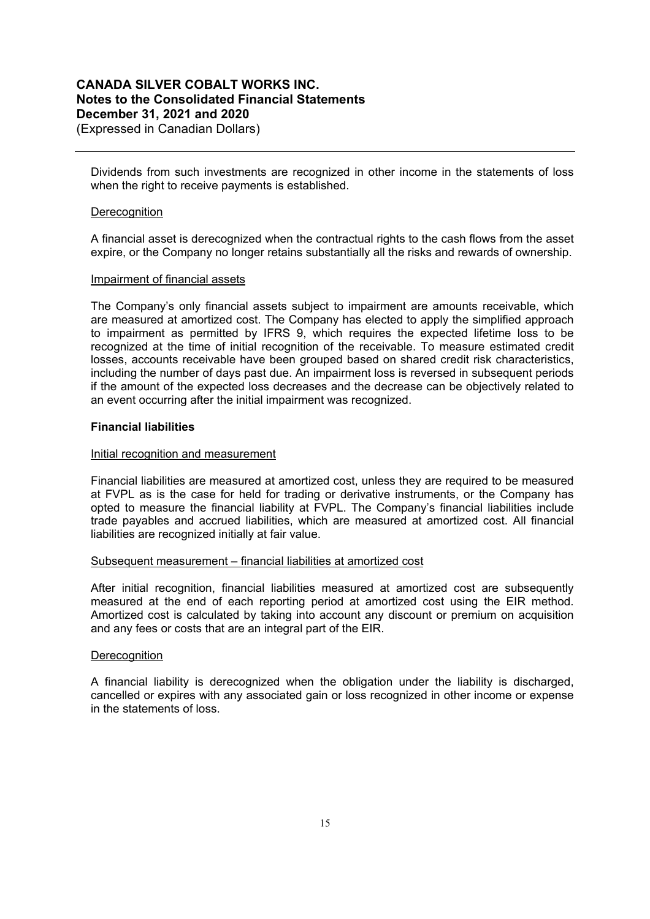Dividends from such investments are recognized in other income in the statements of loss when the right to receive payments is established.

Derecognition

A financial asset is derecognized when the contractual rights to the cash flows from the asset expire, or the Company no longer retains substantially all the risks and rewards of ownership.

Impairment of financial assets

The Company's only financial assets subject to impairment are amounts receivable, which are measured at amortized cost. The Company has elected to apply the simplified approach to impairment as permitted by IFRS 9, which requires the expected lifetime loss to be recognized at the time of initial recognition of the receivable. To measure estimated credit losses, accounts receivable have been grouped based on shared credit risk characteristics, including the number of days past due. An impairment loss is reversed in subsequent periods if the amount of the expected loss decreases and the decrease can be objectively related to an event occurring after the initial impairment was recognized.

**Financial liabilities**

Initial recognition and measurement

Financial liabilities are measured at amortized cost, unless they are required to be measured at FVPL as is the case for held for trading or derivative instruments, or the Company has opted to measure the financial liability at FVPL. The Company's financial liabilities include trade payables and accrued liabilities, which are measured at amortized cost. All financial liabilities are recognized initially at fair value.

Subsequent measurement – financial liabilities at amortized cost

After initial recognition, financial liabilities measured at amortized cost are subsequently measured at the end of each reporting period at amortized cost using the EIR method. Amortized cost is calculated by taking into account any discount or premium on acquisition and any fees or costs that are an integral part of the EIR.

Derecognition

A financial liability is derecognized when the obligation under the liability is discharged, cancelled or expires with any associated gain or loss recognized in other income or expense in the statements of loss.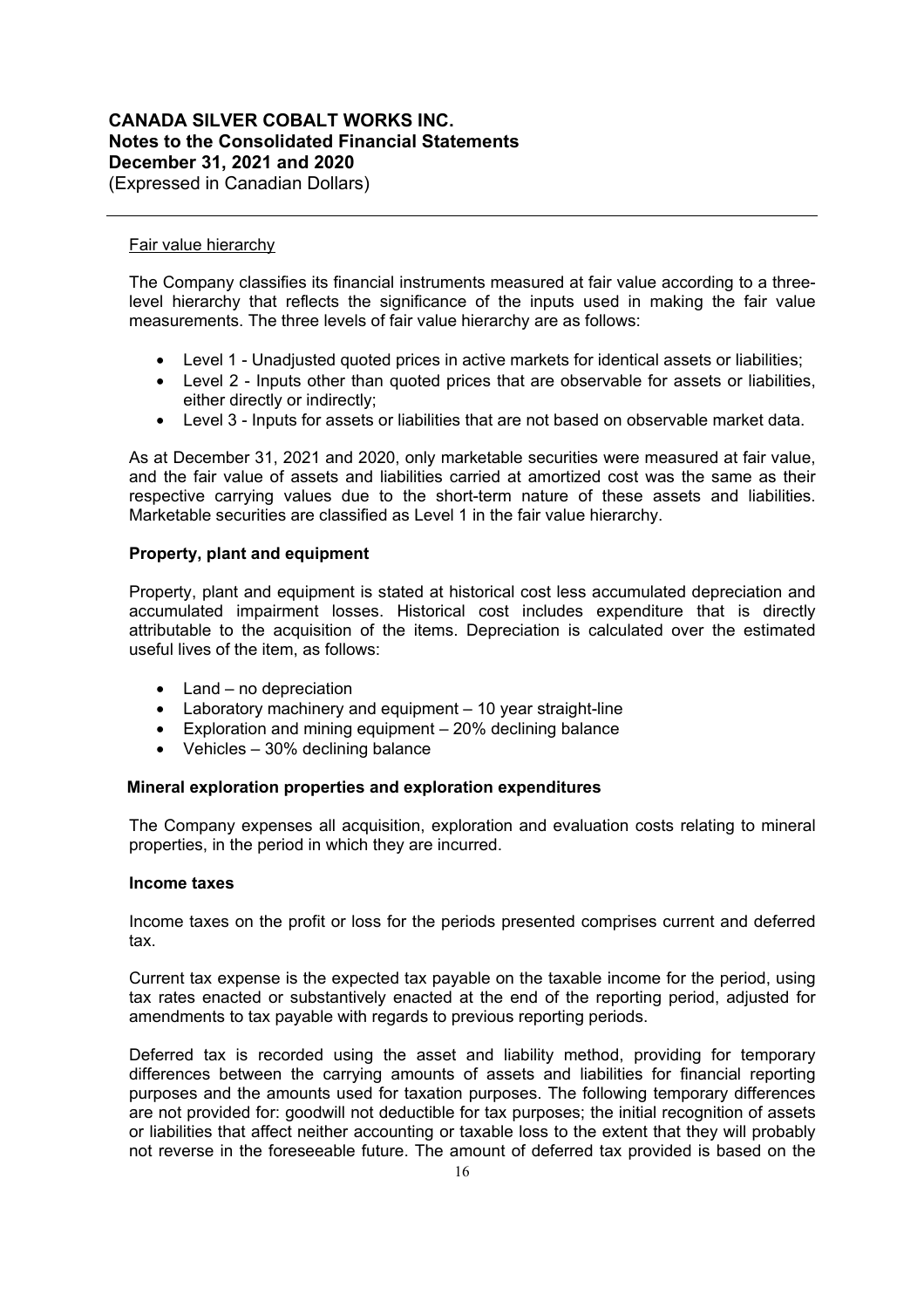Fair value hierarchy

The Company classifies its financial instruments measured at fair value according to a three-level hierarchy that reflects the significance of the inputs used in making the fair value measurements. The three levels of fair value hierarchy are as follows:

- Level 1 - Unadjusted quoted prices in active markets for identical assets or liabilities;
- Level 2 - Inputs other than quoted prices that are observable for assets or liabilities, either directly or indirectly;
- Level 3 - Inputs for assets or liabilities that are not based on observable market data.

As at December 31, 2021 and 2020, only marketable securities were measured at fair value, and the fair value of assets and liabilities carried at amortized cost was the same as their respective carrying values due to the short-term nature of these assets and liabilities. Marketable securities are classified as Level 1 in the fair value hierarchy.

**Property, plant and equipment**

Property, plant and equipment is stated at historical cost less accumulated depreciation and accumulated impairment losses. Historical cost includes expenditure that is directly attributable to the acquisition of the items. Depreciation is calculated over the estimated useful lives of the item, as follows:

- Land – no depreciation
- Laboratory machinery and equipment – 10 year straight-line
- Exploration and mining equipment – 20% declining balance
- Vehicles – 30% declining balance

**Mineral exploration properties and exploration expenditures**

The Company expenses all acquisition, exploration and evaluation costs relating to mineral properties, in the period in which they are incurred.

**Income taxes**

Income taxes on the profit or loss for the periods presented comprises current and deferred tax.

Current tax expense is the expected tax payable on the taxable income for the period, using tax rates enacted or substantively enacted at the end of the reporting period, adjusted for amendments to tax payable with regards to previous reporting periods.

Deferred tax is recorded using the asset and liability method, providing for temporary differences between the carrying amounts of assets and liabilities for financial reporting purposes and the amounts used for taxation purposes. The following temporary differences are not provided for: goodwill not deductible for tax purposes; the initial recognition of assets or liabilities that affect neither accounting or taxable loss to the extent that they will probably not reverse in the foreseeable future. The amount of deferred tax provided is based on the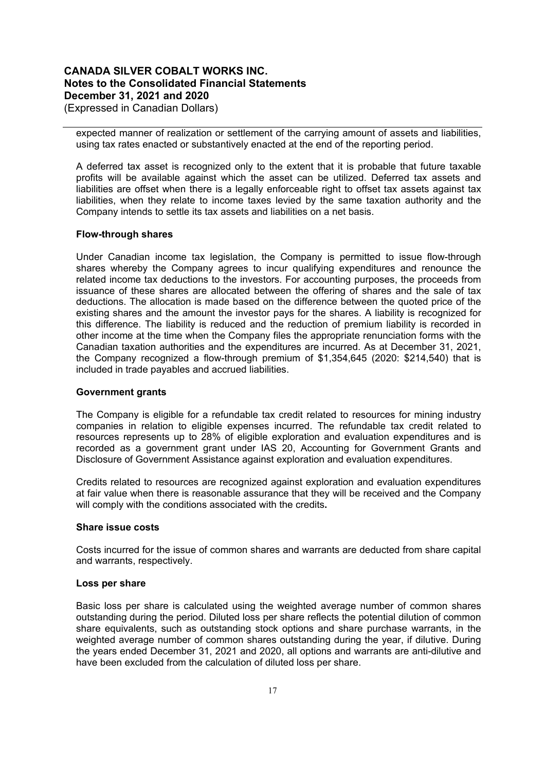expected manner of realization or settlement of the carrying amount of assets and liabilities, using tax rates enacted or substantively enacted at the end of the reporting period.

A deferred tax asset is recognized only to the extent that it is probable that future taxable profits will be available against which the asset can be utilized. Deferred tax assets and liabilities are offset when there is a legally enforceable right to offset tax assets against tax liabilities, when they relate to income taxes levied by the same taxation authority and the Company intends to settle its tax assets and liabilities on a net basis.

**Flow-through shares**

Under Canadian income tax legislation, the Company is permitted to issue flow-through shares whereby the Company agrees to incur qualifying expenditures and renounce the related income tax deductions to the investors. For accounting purposes, the proceeds from issuance of these shares are allocated between the offering of shares and the sale of tax deductions. The allocation is made based on the difference between the quoted price of the existing shares and the amount the investor pays for the shares. A liability is recognized for this difference. The liability is reduced and the reduction of premium liability is recorded in other income at the time when the Company files the appropriate renunciation forms with the Canadian taxation authorities and the expenditures are incurred. As at December 31, 2021, the Company recognized a flow-through premium of $1,354,645 (2020: $214,540) that is included in trade payables and accrued liabilities.

**Government grants**

The Company is eligible for a refundable tax credit related to resources for mining industry companies in relation to eligible expenses incurred. The refundable tax credit related to resources represents up to 28% of eligible exploration and evaluation expenditures and is recorded as a government grant under IAS 20, Accounting for Government Grants and Disclosure of Government Assistance against exploration and evaluation expenditures.

Credits related to resources are recognized against exploration and evaluation expenditures at fair value when there is reasonable assurance that they will be received and the Company will comply with the conditions associated with the credits**.**

**Share issue costs**

Costs incurred for the issue of common shares and warrants are deducted from share capital and warrants, respectively.

**Loss per share**

Basic loss per share is calculated using the weighted average number of common shares outstanding during the period. Diluted loss per share reflects the potential dilution of common share equivalents, such as outstanding stock options and share purchase warrants, in the weighted average number of common shares outstanding during the year, if dilutive. During the years ended December 31, 2021 and 2020, all options and warrants are anti-dilutive and have been excluded from the calculation of diluted loss per share.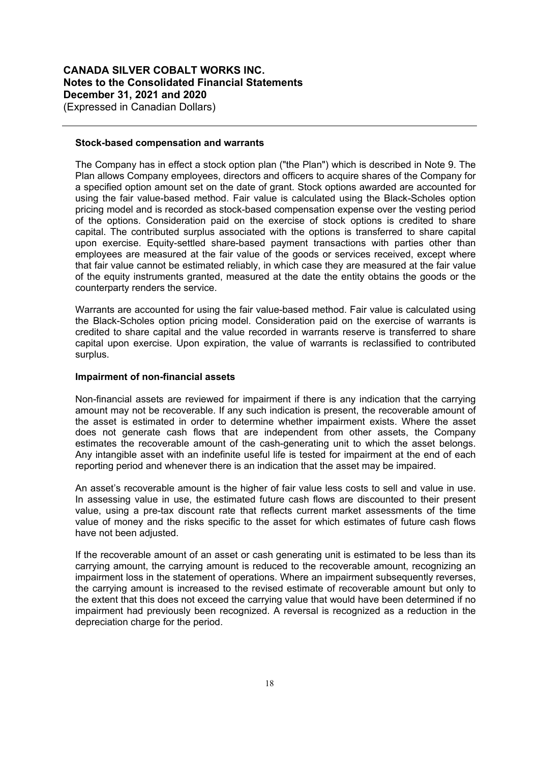### Stock-based compensation and warrants

The Company has in effect a stock option plan ("the Plan") which is described in Note 9. The Plan allows Company employees, directors and officers to acquire shares of the Company for a specified option amount set on the date of grant. Stock options awarded are accounted for using the fair value-based method. Fair value is calculated using the Black-Scholes option pricing model and is recorded as stock-based compensation expense over the vesting period of the options. Consideration paid on the exercise of stock options is credited to share capital. The contributed surplus associated with the options is transferred to share capital upon exercise. Equity-settled share-based payment transactions with parties other than employees are measured at the fair value of the goods or services received, except where that fair value cannot be estimated reliably, in which case they are measured at the fair value of the equity instruments granted, measured at the date the entity obtains the goods or the counterparty renders the service.

Warrants are accounted for using the fair value-based method. Fair value is calculated using the Black-Scholes option pricing model. Consideration paid on the exercise of warrants is credited to share capital and the value recorded in warrants reserve is transferred to share capital upon exercise. Upon expiration, the value of warrants is reclassified to contributed surplus.

### Impairment of non-financial assets

Non-financial assets are reviewed for impairment if there is any indication that the carrying amount may not be recoverable. If any such indication is present, the recoverable amount of the asset is estimated in order to determine whether impairment exists. Where the asset does not generate cash flows that are independent from other assets, the Company estimates the recoverable amount of the cash-generating unit to which the asset belongs. Any intangible asset with an indefinite useful life is tested for impairment at the end of each reporting period and whenever there is an indication that the asset may be impaired.

An asset's recoverable amount is the higher of fair value less costs to sell and value in use. In assessing value in use, the estimated future cash flows are discounted to their present value, using a pre-tax discount rate that reflects current market assessments of the time value of money and the risks specific to the asset for which estimates of future cash flows have not been adjusted.

If the recoverable amount of an asset or cash generating unit is estimated to be less than its carrying amount, the carrying amount is reduced to the recoverable amount, recognizing an impairment loss in the statement of operations. Where an impairment subsequently reverses, the carrying amount is increased to the revised estimate of recoverable amount but only to the extent that this does not exceed the carrying value that would have been determined if no impairment had previously been recognized. A reversal is recognized as a reduction in the depreciation charge for the period.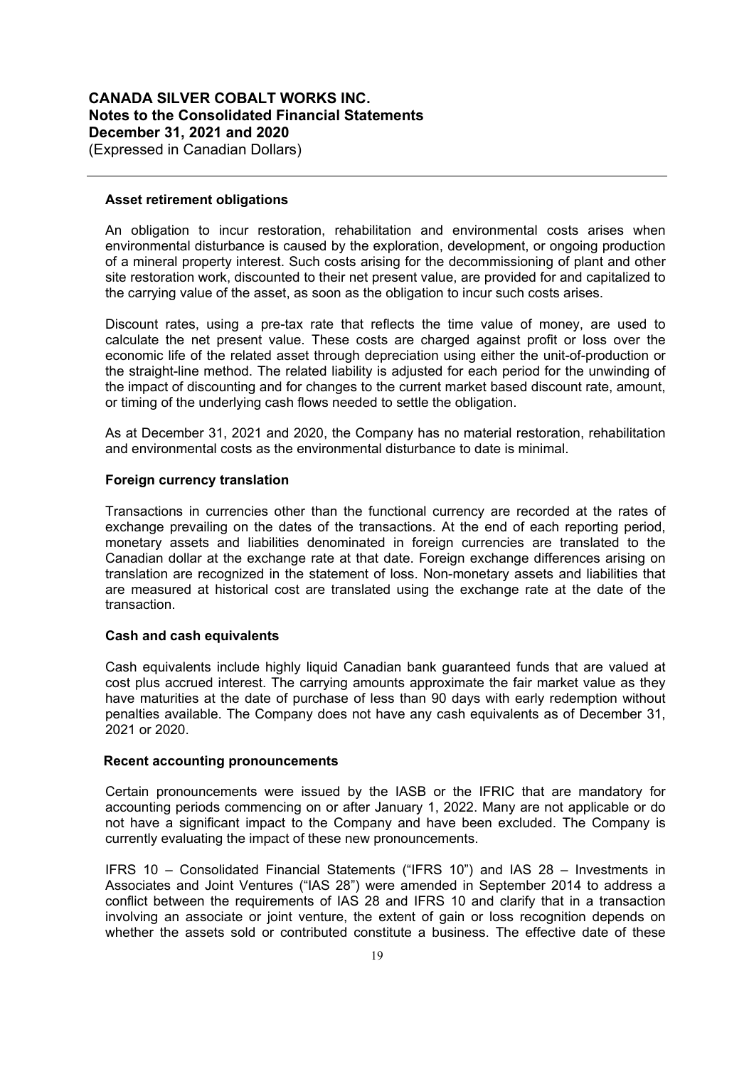**Asset retirement obligations**

An obligation to incur restoration, rehabilitation and environmental costs arises when environmental disturbance is caused by the exploration, development, or ongoing production of a mineral property interest. Such costs arising for the decommissioning of plant and other site restoration work, discounted to their net present value, are provided for and capitalized to the carrying value of the asset, as soon as the obligation to incur such costs arises.

Discount rates, using a pre-tax rate that reflects the time value of money, are used to calculate the net present value. These costs are charged against profit or loss over the economic life of the related asset through depreciation using either the unit-of-production or the straight-line method. The related liability is adjusted for each period for the unwinding of the impact of discounting and for changes to the current market based discount rate, amount, or timing of the underlying cash flows needed to settle the obligation.

As at December 31, 2021 and 2020, the Company has no material restoration, rehabilitation and environmental costs as the environmental disturbance to date is minimal.

**Foreign currency translation**

Transactions in currencies other than the functional currency are recorded at the rates of exchange prevailing on the dates of the transactions. At the end of each reporting period, monetary assets and liabilities denominated in foreign currencies are translated to the Canadian dollar at the exchange rate at that date. Foreign exchange differences arising on translation are recognized in the statement of loss. Non-monetary assets and liabilities that are measured at historical cost are translated using the exchange rate at the date of the transaction.

**Cash and cash equivalents**

Cash equivalents include highly liquid Canadian bank guaranteed funds that are valued at cost plus accrued interest. The carrying amounts approximate the fair market value as they have maturities at the date of purchase of less than 90 days with early redemption without penalties available. The Company does not have any cash equivalents as of December 31, 2021 or 2020.

**Recent accounting pronouncements**

Certain pronouncements were issued by the IASB or the IFRIC that are mandatory for accounting periods commencing on or after January 1, 2022. Many are not applicable or do not have a significant impact to the Company and have been excluded. The Company is currently evaluating the impact of these new pronouncements.

IFRS 10 – Consolidated Financial Statements ("IFRS 10") and IAS 28 – Investments in Associates and Joint Ventures ("IAS 28") were amended in September 2014 to address a conflict between the requirements of IAS 28 and IFRS 10 and clarify that in a transaction involving an associate or joint venture, the extent of gain or loss recognition depends on whether the assets sold or contributed constitute a business. The effective date of these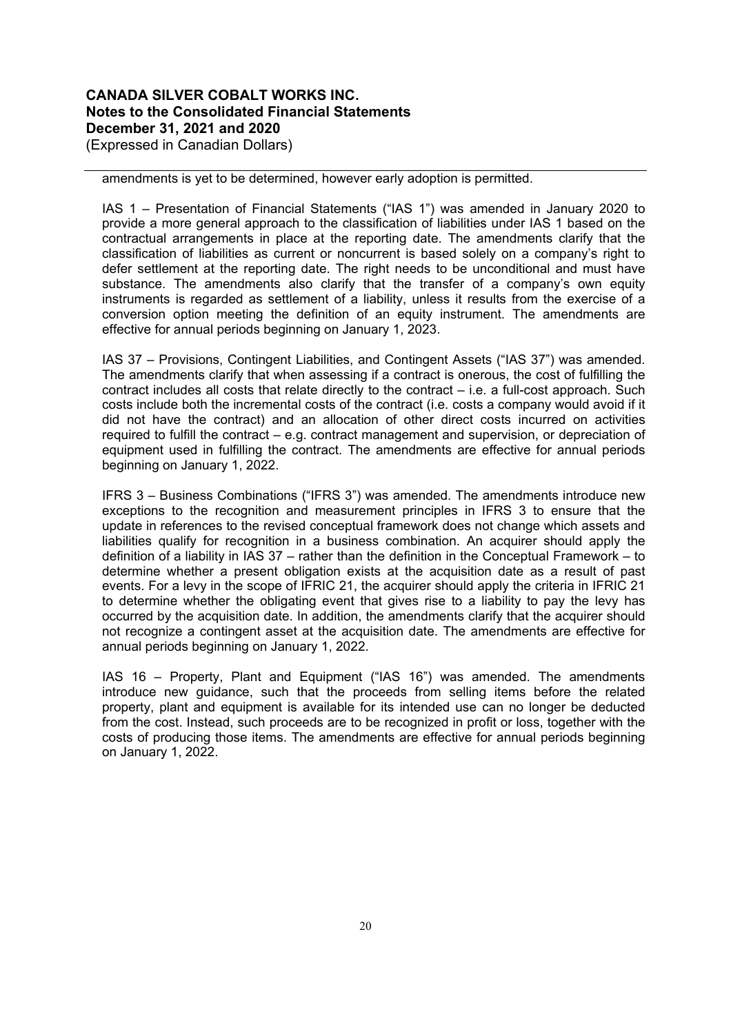amendments is yet to be determined, however early adoption is permitted.

IAS 1 – Presentation of Financial Statements ("IAS 1") was amended in January 2020 to provide a more general approach to the classification of liabilities under IAS 1 based on the contractual arrangements in place at the reporting date. The amendments clarify that the classification of liabilities as current or noncurrent is based solely on a company's right to defer settlement at the reporting date. The right needs to be unconditional and must have substance. The amendments also clarify that the transfer of a company's own equity instruments is regarded as settlement of a liability, unless it results from the exercise of a conversion option meeting the definition of an equity instrument. The amendments are effective for annual periods beginning on January 1, 2023.

IAS 37 – Provisions, Contingent Liabilities, and Contingent Assets ("IAS 37") was amended. The amendments clarify that when assessing if a contract is onerous, the cost of fulfilling the contract includes all costs that relate directly to the contract – i.e. a full-cost approach. Such costs include both the incremental costs of the contract (i.e. costs a company would avoid if it did not have the contract) and an allocation of other direct costs incurred on activities required to fulfill the contract – e.g. contract management and supervision, or depreciation of equipment used in fulfilling the contract. The amendments are effective for annual periods beginning on January 1, 2022.

IFRS 3 – Business Combinations ("IFRS 3") was amended. The amendments introduce new exceptions to the recognition and measurement principles in IFRS 3 to ensure that the update in references to the revised conceptual framework does not change which assets and liabilities qualify for recognition in a business combination. An acquirer should apply the definition of a liability in IAS 37 – rather than the definition in the Conceptual Framework – to determine whether a present obligation exists at the acquisition date as a result of past events. For a levy in the scope of IFRIC 21, the acquirer should apply the criteria in IFRIC 21 to determine whether the obligating event that gives rise to a liability to pay the levy has occurred by the acquisition date. In addition, the amendments clarify that the acquirer should not recognize a contingent asset at the acquisition date. The amendments are effective for annual periods beginning on January 1, 2022.

IAS 16 – Property, Plant and Equipment ("IAS 16") was amended. The amendments introduce new guidance, such that the proceeds from selling items before the related property, plant and equipment is available for its intended use can no longer be deducted from the cost. Instead, such proceeds are to be recognized in profit or loss, together with the costs of producing those items. The amendments are effective for annual periods beginning on January 1, 2022.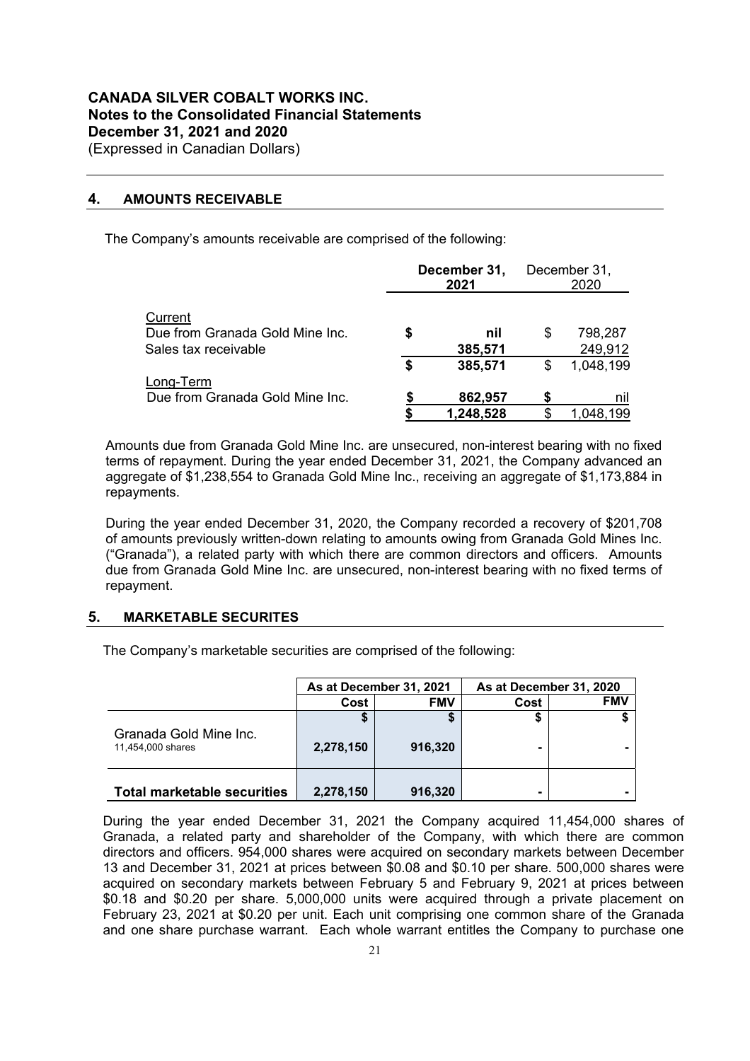# CANADA SILVER COBALT WORKS INC.
## Notes to the Consolidated Financial Statements
## December 31, 2021 and 2020
(Expressed in Canadian Dollars)

## 4. AMOUNTS RECEIVABLE

The Company's amounts receivable are comprised of the following:

| | December 31, 2021 | December 31, 2020 |
|---|---|---|
| Current | | |
| Due from Granada Gold Mine Inc. | $ nil | $ 798,287 |
| Sales tax receivable | 385,571 | 249,912 |
| | $ 385,571 | $ 1,048,199 |
| Long-Term | | |
| Due from Granada Gold Mine Inc. | $ 862,957 | $ nil |
| | $ 1,248,528 | $ 1,048,199 |

Amounts due from Granada Gold Mine Inc. are unsecured, non-interest bearing with no fixed terms of repayment. During the year ended December 31, 2021, the Company advanced an aggregate of $1,238,554 to Granada Gold Mine Inc., receiving an aggregate of $1,173,884 in repayments.

During the year ended December 31, 2020, the Company recorded a recovery of $201,708 of amounts previously written-down relating to amounts owing from Granada Gold Mines Inc. ("Granada"), a related party with which there are common directors and officers. Amounts due from Granada Gold Mine Inc. are unsecured, non-interest bearing with no fixed terms of repayment.

## 5. MARKETABLE SECURITES

The Company's marketable securities are comprised of the following:

| | As at December 31, 2021 | | As at December 31, 2020 | |
|---|---|---|---|---|
| | Cost | FMV | Cost | FMV |
| | $ | $ | $ | $ |
| Granada Gold Mine Inc. 11,454,000 shares | 2,278,150 | 916,320 | - | - |
| **Total marketable securities** | 2,278,150 | 916,320 | - | - |

During the year ended December 31, 2021 the Company acquired 11,454,000 shares of Granada, a related party and shareholder of the Company, with which there are common directors and officers. 954,000 shares were acquired on secondary markets between December 13 and December 31, 2021 at prices between $0.08 and $0.10 per share. 500,000 shares were acquired on secondary markets between February 5 and February 9, 2021 at prices between $0.18 and $0.20 per share. 5,000,000 units were acquired through a private placement on February 23, 2021 at $0.20 per unit. Each unit comprising one common share of the Granada and one share purchase warrant. Each whole warrant entitles the Company to purchase one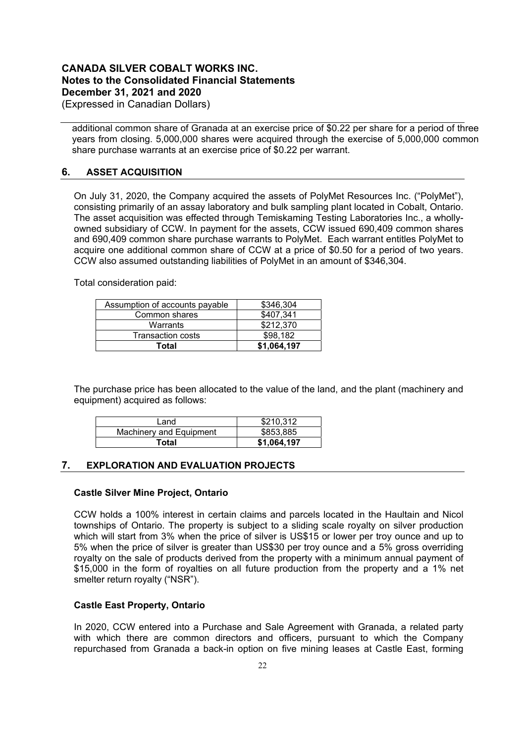additional common share of Granada at an exercise price of $0.22 per share for a period of three years from closing. 5,000,000 shares were acquired through the exercise of 5,000,000 common share purchase warrants at an exercise price of $0.22 per warrant.

## 6. ASSET ACQUISITION

On July 31, 2020, the Company acquired the assets of PolyMet Resources Inc. ("PolyMet"), consisting primarily of an assay laboratory and bulk sampling plant located in Cobalt, Ontario. The asset acquisition was effected through Temiskaming Testing Laboratories Inc., a wholly-owned subsidiary of CCW. In payment for the assets, CCW issued 690,409 common shares and 690,409 common share purchase warrants to PolyMet. Each warrant entitles PolyMet to acquire one additional common share of CCW at a price of $0.50 for a period of two years. CCW also assumed outstanding liabilities of PolyMet in an amount of $346,304.

Total consideration paid:

| | |
|---|---|
| Assumption of accounts payable | $346,304 |
| Common shares | $407,341 |
| Warrants | $212,370 |
| Transaction costs | $98,182 |
| **Total** | **$1,064,197** |

The purchase price has been allocated to the value of the land, and the plant (machinery and equipment) acquired as follows:

| | |
|---|---|
| Land | $210,312 |
| Machinery and Equipment | $853,885 |
| **Total** | **$1,064,197** |

## 7. EXPLORATION AND EVALUATION PROJECTS

### Castle Silver Mine Project, Ontario

CCW holds a 100% interest in certain claims and parcels located in the Haultain and Nicol townships of Ontario. The property is subject to a sliding scale royalty on silver production which will start from 3% when the price of silver is US$15 or lower per troy ounce and up to 5% when the price of silver is greater than US$30 per troy ounce and a 5% gross overriding royalty on the sale of products derived from the property with a minimum annual payment of $15,000 in the form of royalties on all future production from the property and a 1% net smelter return royalty ("NSR").

### Castle East Property, Ontario

In 2020, CCW entered into a Purchase and Sale Agreement with Granada, a related party with which there are common directors and officers, pursuant to which the Company repurchased from Granada a back-in option on five mining leases at Castle East, forming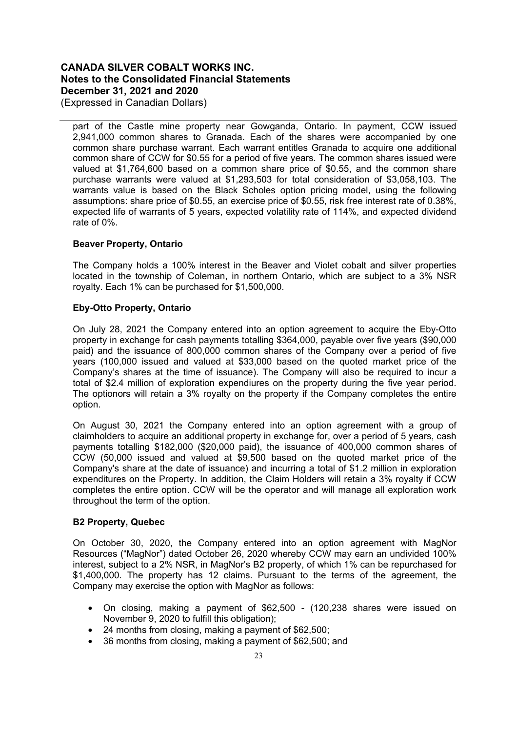part of the Castle mine property near Gowganda, Ontario. In payment, CCW issued 2,941,000 common shares to Granada. Each of the shares were accompanied by one common share purchase warrant. Each warrant entitles Granada to acquire one additional common share of CCW for $0.55 for a period of five years. The common shares issued were valued at $1,764,600 based on a common share price of $0.55, and the common share purchase warrants were valued at $1,293,503 for total consideration of $3,058,103. The warrants value is based on the Black Scholes option pricing model, using the following assumptions: share price of $0.55, an exercise price of $0.55, risk free interest rate of 0.38%, expected life of warrants of 5 years, expected volatility rate of 114%, and expected dividend rate of 0%.

**Beaver Property, Ontario**

The Company holds a 100% interest in the Beaver and Violet cobalt and silver properties located in the township of Coleman, in northern Ontario, which are subject to a 3% NSR royalty. Each 1% can be purchased for $1,500,000.

**Eby-Otto Property, Ontario**

On July 28, 2021 the Company entered into an option agreement to acquire the Eby-Otto property in exchange for cash payments totalling $364,000, payable over five years ($90,000 paid) and the issuance of 800,000 common shares of the Company over a period of five years (100,000 issued and valued at $33,000 based on the quoted market price of the Company's shares at the time of issuance). The Company will also be required to incur a total of $2.4 million of exploration expendiures on the property during the five year period. The optionors will retain a 3% royalty on the property if the Company completes the entire option.

On August 30, 2021 the Company entered into an option agreement with a group of claimholders to acquire an additional property in exchange for, over a period of 5 years, cash payments totalling $182,000 ($20,000 paid), the issuance of 400,000 common shares of CCW (50,000 issued and valued at $9,500 based on the quoted market price of the Company's share at the date of issuance) and incurring a total of $1.2 million in exploration expenditures on the Property. In addition, the Claim Holders will retain a 3% royalty if CCW completes the entire option. CCW will be the operator and will manage all exploration work throughout the term of the option.

**B2 Property, Quebec**

On October 30, 2020, the Company entered into an option agreement with MagNor Resources ("MagNor") dated October 26, 2020 whereby CCW may earn an undivided 100% interest, subject to a 2% NSR, in MagNor's B2 property, of which 1% can be repurchased for $1,400,000. The property has 12 claims. Pursuant to the terms of the agreement, the Company may exercise the option with MagNor as follows:

- On closing, making a payment of $62,500 - (120,238 shares were issued on November 9, 2020 to fulfill this obligation);
- 24 months from closing, making a payment of $62,500;
- 36 months from closing, making a payment of $62,500; and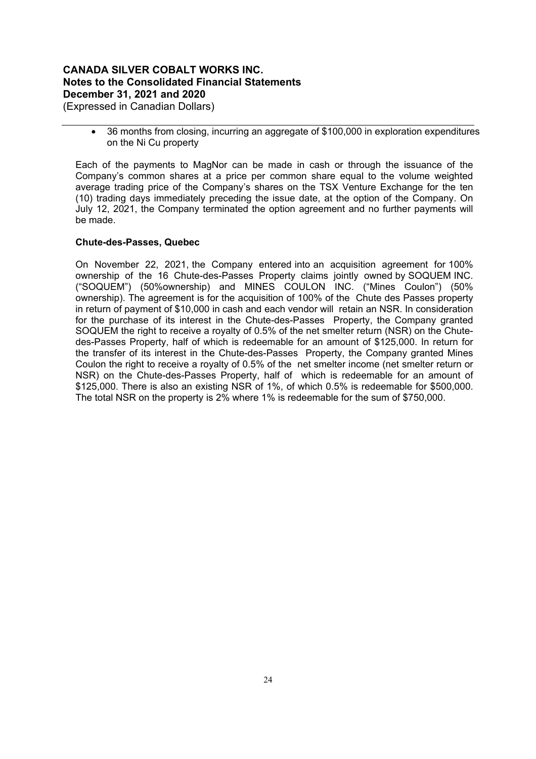- 36 months from closing, incurring an aggregate of $100,000 in exploration expenditures on the Ni Cu property

Each of the payments to MagNor can be made in cash or through the issuance of the Company's common shares at a price per common share equal to the volume weighted average trading price of the Company's shares on the TSX Venture Exchange for the ten (10) trading days immediately preceding the issue date, at the option of the Company. On July 12, 2021, the Company terminated the option agreement and no further payments will be made.

**Chute-des-Passes, Quebec**

On November 22, 2021, the Company entered into an acquisition agreement for 100% ownership of the 16 Chute-des-Passes Property claims jointly owned by SOQUEM INC. ("SOQUEM") (50%ownership) and MINES COULON INC. ("Mines Coulon") (50% ownership). The agreement is for the acquisition of 100% of the Chute des Passes property in return of payment of $10,000 in cash and each vendor will retain an NSR. In consideration for the purchase of its interest in the Chute-des-Passes Property, the Company granted SOQUEM the right to receive a royalty of 0.5% of the net smelter return (NSR) on the Chute-des-Passes Property, half of which is redeemable for an amount of $125,000. In return for the transfer of its interest in the Chute-des-Passes Property, the Company granted Mines Coulon the right to receive a royalty of 0.5% of the net smelter income (net smelter return or NSR) on the Chute-des-Passes Property, half of which is redeemable for an amount of $125,000. There is also an existing NSR of 1%, of which 0.5% is redeemable for $500,000. The total NSR on the property is 2% where 1% is redeemable for the sum of $750,000.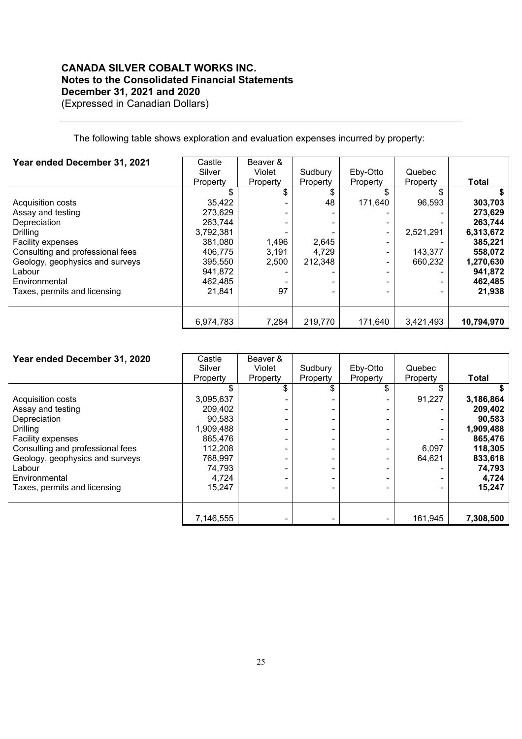The following table shows exploration and evaluation expenses incurred by property:

| Year ended December 31, 2021 | Castle Silver Property | Beaver & Violet Property | Sudbury Property | Eby-Otto Property | Quebec Property | **Total** |
|---|---|---|---|---|---|---|
| | $ | $ | $ | $ | $ | **$** |
| Acquisition costs | 35,422 | - | 48 | 171,640 | 96,593 | **303,703** |
| Assay and testing | 273,629 | - | - | - | - | **273,629** |
| Depreciation | 263,744 | - | - | - | - | **263,744** |
| Drilling | 3,792,381 | - | - | - | 2,521,291 | **6,313,672** |
| Facility expenses | 381,080 | 1,496 | 2,645 | - | - | **385,221** |
| Consulting and professional fees | 406,775 | 3,191 | 4,729 | - | 143,377 | **558,072** |
| Geology, geophysics and surveys | 395,550 | 2,500 | 212,348 | - | 660,232 | **1,270,630** |
| Labour | 941,872 | - | - | - | - | **941,872** |
| Environmental | 462,485 | - | - | - | - | **462,485** |
| Taxes, permits and licensing | 21,841 | 97 | - | - | - | **21,938** |
| | 6,974,783 | 7,284 | 219,770 | 171,640 | 3,421,493 | **10,794,970** |

| Year ended December 31, 2020 | Castle Silver Property | Beaver & Violet Property | Sudbury Property | Eby-Otto Property | Quebec Property | **Total** |
|---|---|---|---|---|---|---|
| | $ | $ | $ | $ | $ | **$** |
| Acquisition costs | 3,095,637 | - | - | - | 91,227 | **3,186,864** |
| Assay and testing | 209,402 | - | - | - | - | **209,402** |
| Depreciation | 90,583 | - | - | - | - | **90,583** |
| Drilling | 1,909,488 | - | - | - | - | **1,909,488** |
| Facility expenses | 865,476 | - | - | - | - | **865,476** |
| Consulting and professional fees | 112,208 | - | - | - | 6,097 | **118,305** |
| Geology, geophysics and surveys | 768,997 | - | - | - | 64,621 | **833,618** |
| Labour | 74,793 | - | - | - | - | **74,793** |
| Environmental | 4,724 | - | - | - | - | **4,724** |
| Taxes, permits and licensing | 15,247 | - | - | - | - | **15,247** |
| | 7,146,555 | - | - | - | 161,945 | **7,308,500** |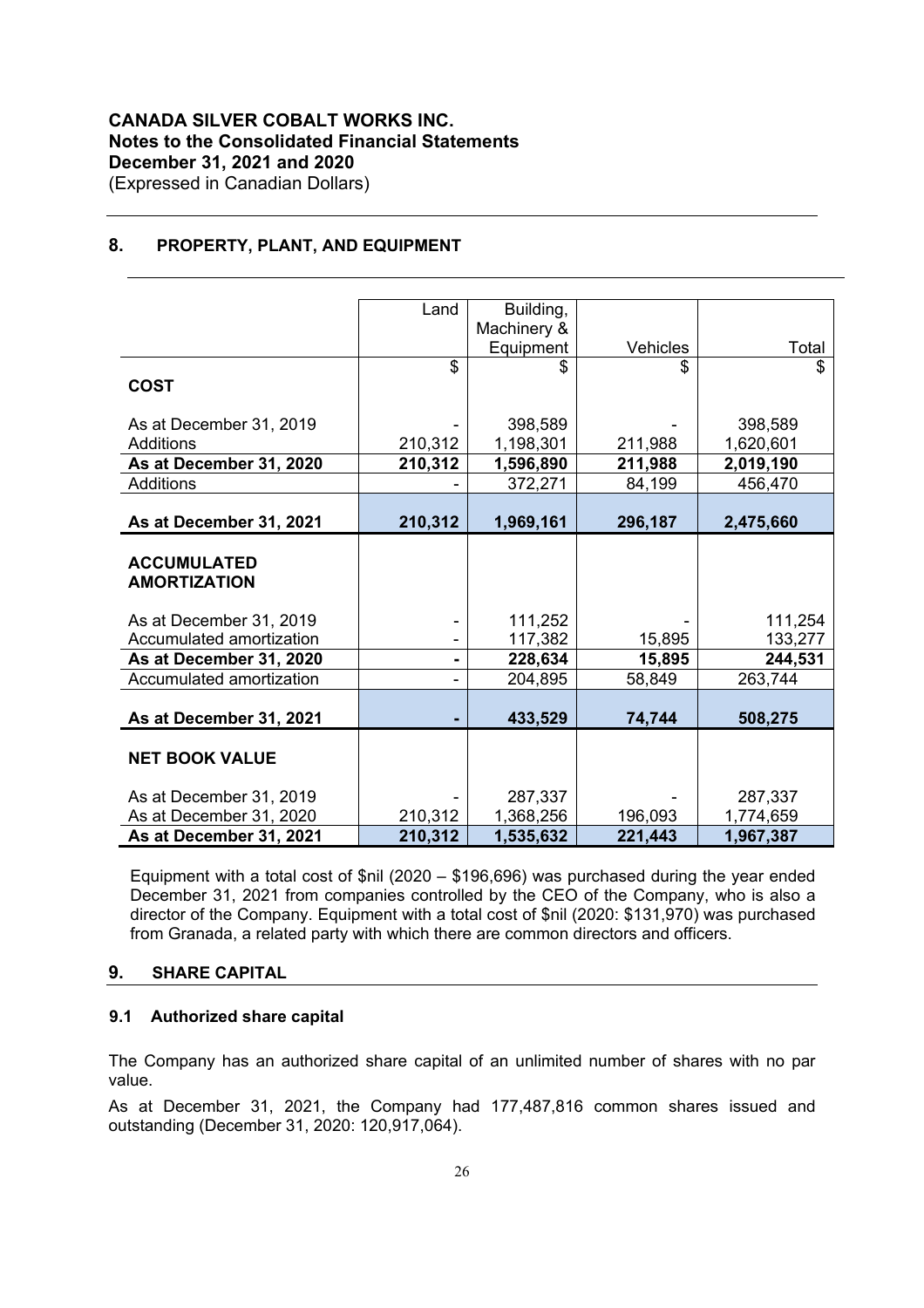**CANADA SILVER COBALT WORKS INC.**
**Notes to the Consolidated Financial Statements**
**December 31, 2021 and 2020**
(Expressed in Canadian Dollars)

## 8. PROPERTY, PLANT, AND EQUIPMENT

| | Land | Building, Machinery & Equipment | Vehicles | Total |
|---|---|---|---|---|
| | $ | $ | $ | $ |
| **COST** | | | | |
| As at December 31, 2019 | - | 398,589 | - | 398,589 |
| Additions | 210,312 | 1,198,301 | 211,988 | 1,620,601 |
| **As at December 31, 2020** | **210,312** | **1,596,890** | **211,988** | **2,019,190** |
| Additions | - | 372,271 | 84,199 | 456,470 |
| **As at December 31, 2021** | **210,312** | **1,969,161** | **296,187** | **2,475,660** |
| **ACCUMULATED AMORTIZATION** | | | | |
| As at December 31, 2019 | - | 111,252 | - | 111,254 |
| Accumulated amortization | - | 117,382 | 15,895 | 133,277 |
| **As at December 31, 2020** | **-** | **228,634** | **15,895** | **244,531** |
| Accumulated amortization | - | 204,895 | 58,849 | 263,744 |
| **As at December 31, 2021** | **-** | **433,529** | **74,744** | **508,275** |
| **NET BOOK VALUE** | | | | |
| As at December 31, 2019 | - | 287,337 | - | 287,337 |
| As at December 31, 2020 | 210,312 | 1,368,256 | 196,093 | 1,774,659 |
| **As at December 31, 2021** | **210,312** | **1,535,632** | **221,443** | **1,967,387** |

Equipment with a total cost of $nil (2020 – $196,696) was purchased during the year ended December 31, 2021 from companies controlled by the CEO of the Company, who is also a director of the Company. Equipment with a total cost of $nil (2020: $131,970) was purchased from Granada, a related party with which there are common directors and officers.

## 9. SHARE CAPITAL

### 9.1 Authorized share capital

The Company has an authorized share capital of an unlimited number of shares with no par value.

As at December 31, 2021, the Company had 177,487,816 common shares issued and outstanding (December 31, 2020: 120,917,064).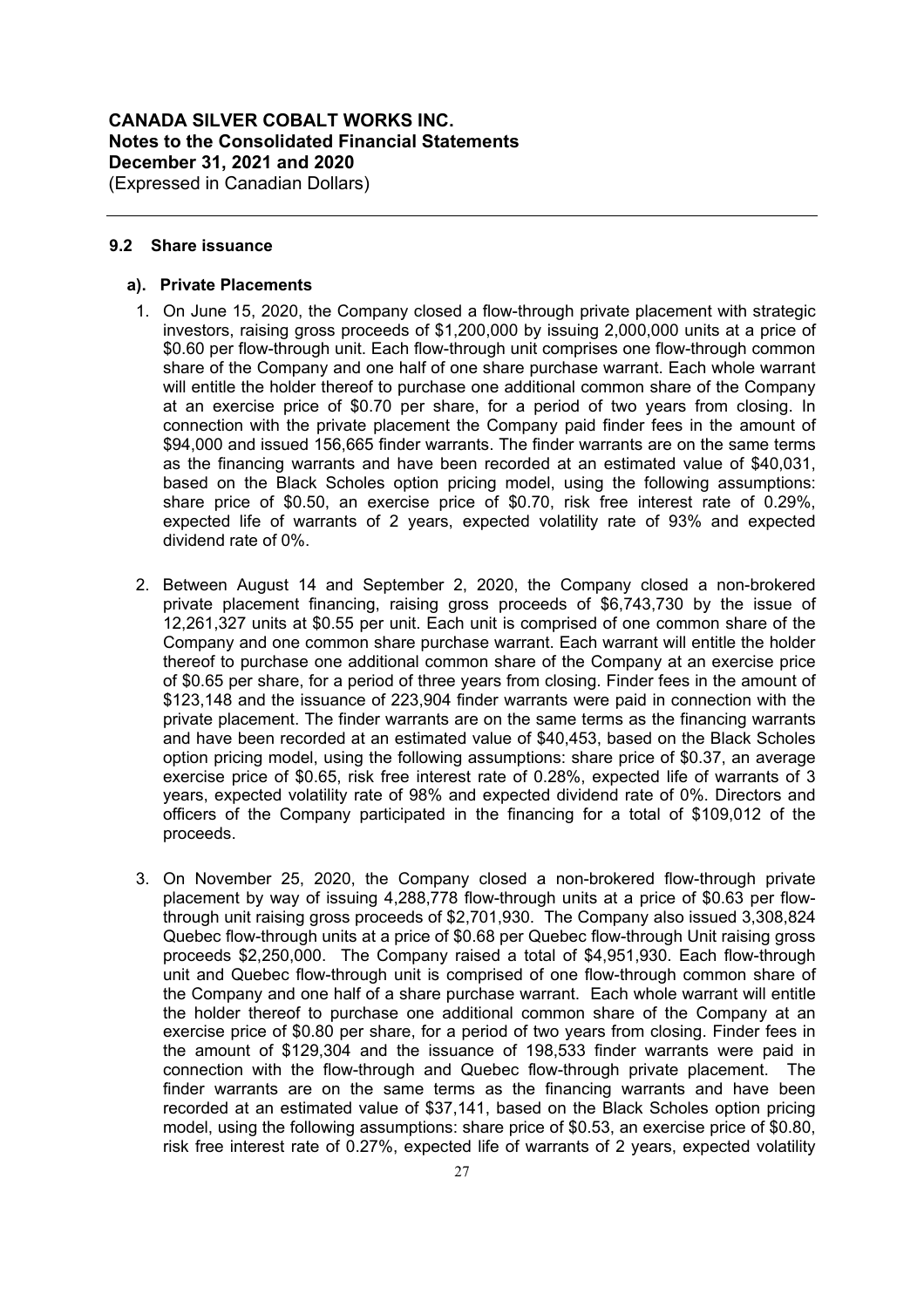### 9.2 Share issuance

#### a). Private Placements

1. On June 15, 2020, the Company closed a flow-through private placement with strategic investors, raising gross proceeds of $1,200,000 by issuing 2,000,000 units at a price of $0.60 per flow-through unit. Each flow-through unit comprises one flow-through common share of the Company and one half of one share purchase warrant. Each whole warrant will entitle the holder thereof to purchase one additional common share of the Company at an exercise price of $0.70 per share, for a period of two years from closing. In connection with the private placement the Company paid finder fees in the amount of $94,000 and issued 156,665 finder warrants. The finder warrants are on the same terms as the financing warrants and have been recorded at an estimated value of $40,031, based on the Black Scholes option pricing model, using the following assumptions: share price of $0.50, an exercise price of $0.70, risk free interest rate of 0.29%, expected life of warrants of 2 years, expected volatility rate of 93% and expected dividend rate of 0%.

2. Between August 14 and September 2, 2020, the Company closed a non-brokered private placement financing, raising gross proceeds of $6,743,730 by the issue of 12,261,327 units at $0.55 per unit. Each unit is comprised of one common share of the Company and one common share purchase warrant. Each warrant will entitle the holder thereof to purchase one additional common share of the Company at an exercise price of $0.65 per share, for a period of three years from closing. Finder fees in the amount of $123,148 and the issuance of 223,904 finder warrants were paid in connection with the private placement. The finder warrants are on the same terms as the financing warrants and have been recorded at an estimated value of $40,453, based on the Black Scholes option pricing model, using the following assumptions: share price of $0.37, an average exercise price of $0.65, risk free interest rate of 0.28%, expected life of warrants of 3 years, expected volatility rate of 98% and expected dividend rate of 0%. Directors and officers of the Company participated in the financing for a total of $109,012 of the proceeds.

3. On November 25, 2020, the Company closed a non-brokered flow-through private placement by way of issuing 4,288,778 flow-through units at a price of $0.63 per flow-through unit raising gross proceeds of $2,701,930. The Company also issued 3,308,824 Quebec flow-through units at a price of $0.68 per Quebec flow-through Unit raising gross proceeds $2,250,000. The Company raised a total of $4,951,930. Each flow-through unit and Quebec flow-through unit is comprised of one flow-through common share of the Company and one half of a share purchase warrant. Each whole warrant will entitle the holder thereof to purchase one additional common share of the Company at an exercise price of $0.80 per share, for a period of two years from closing. Finder fees in the amount of $129,304 and the issuance of 198,533 finder warrants were paid in connection with the flow-through and Quebec flow-through private placement. The finder warrants are on the same terms as the financing warrants and have been recorded at an estimated value of $37,141, based on the Black Scholes option pricing model, using the following assumptions: share price of $0.53, an exercise price of $0.80, risk free interest rate of 0.27%, expected life of warrants of 2 years, expected volatility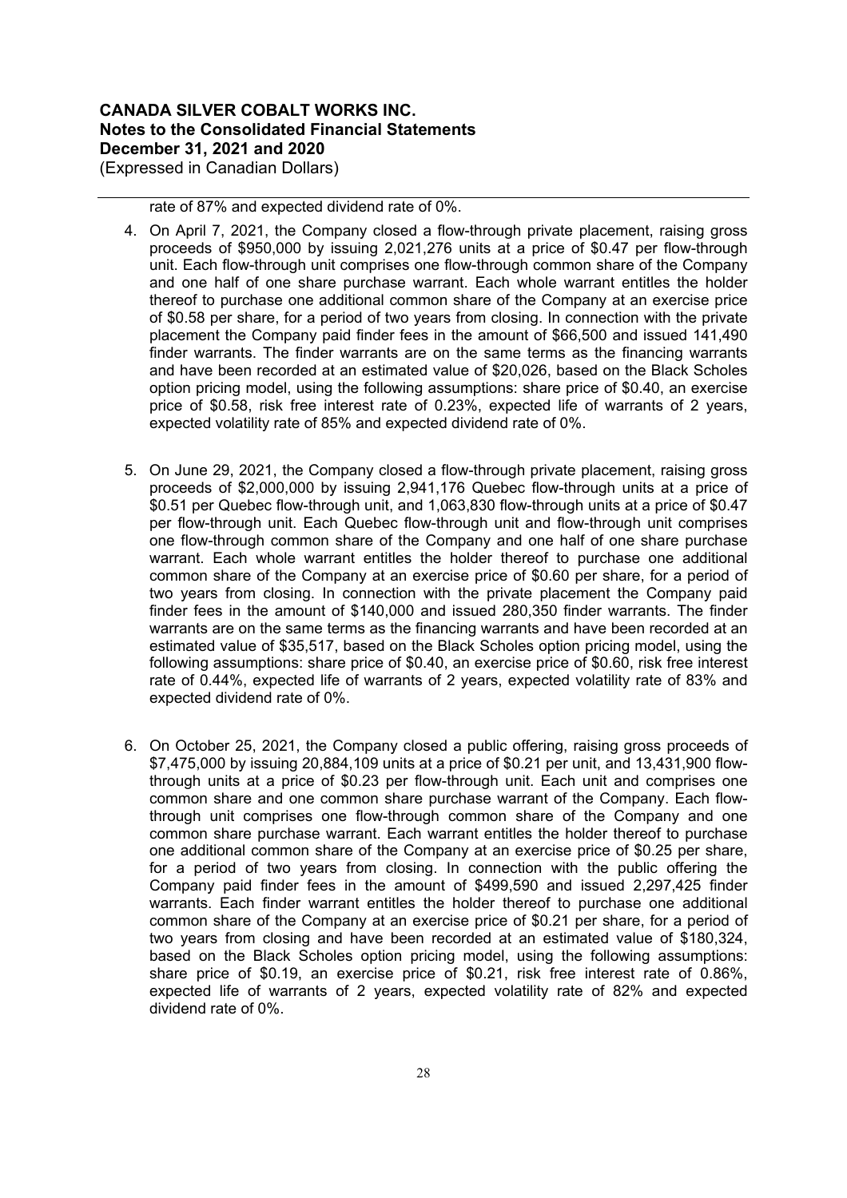rate of 87% and expected dividend rate of 0%.

4. On April 7, 2021, the Company closed a flow-through private placement, raising gross proceeds of $950,000 by issuing 2,021,276 units at a price of $0.47 per flow-through unit. Each flow-through unit comprises one flow-through common share of the Company and one half of one share purchase warrant. Each whole warrant entitles the holder thereof to purchase one additional common share of the Company at an exercise price of $0.58 per share, for a period of two years from closing. In connection with the private placement the Company paid finder fees in the amount of $66,500 and issued 141,490 finder warrants. The finder warrants are on the same terms as the financing warrants and have been recorded at an estimated value of $20,026, based on the Black Scholes option pricing model, using the following assumptions: share price of $0.40, an exercise price of $0.58, risk free interest rate of 0.23%, expected life of warrants of 2 years, expected volatility rate of 85% and expected dividend rate of 0%.

5. On June 29, 2021, the Company closed a flow-through private placement, raising gross proceeds of $2,000,000 by issuing 2,941,176 Quebec flow-through units at a price of $0.51 per Quebec flow-through unit, and 1,063,830 flow-through units at a price of $0.47 per flow-through unit. Each Quebec flow-through unit and flow-through unit comprises one flow-through common share of the Company and one half of one share purchase warrant. Each whole warrant entitles the holder thereof to purchase one additional common share of the Company at an exercise price of $0.60 per share, for a period of two years from closing. In connection with the private placement the Company paid finder fees in the amount of $140,000 and issued 280,350 finder warrants. The finder warrants are on the same terms as the financing warrants and have been recorded at an estimated value of $35,517, based on the Black Scholes option pricing model, using the following assumptions: share price of $0.40, an exercise price of $0.60, risk free interest rate of 0.44%, expected life of warrants of 2 years, expected volatility rate of 83% and expected dividend rate of 0%.

6. On October 25, 2021, the Company closed a public offering, raising gross proceeds of $7,475,000 by issuing 20,884,109 units at a price of $0.21 per unit, and 13,431,900 flow-through units at a price of $0.23 per flow-through unit. Each unit and comprises one common share and one common share purchase warrant of the Company. Each flow-through unit comprises one flow-through common share of the Company and one common share purchase warrant. Each warrant entitles the holder thereof to purchase one additional common share of the Company at an exercise price of $0.25 per share, for a period of two years from closing. In connection with the public offering the Company paid finder fees in the amount of $499,590 and issued 2,297,425 finder warrants. Each finder warrant entitles the holder thereof to purchase one additional common share of the Company at an exercise price of $0.21 per share, for a period of two years from closing and have been recorded at an estimated value of $180,324, based on the Black Scholes option pricing model, using the following assumptions: share price of $0.19, an exercise price of $0.21, risk free interest rate of 0.86%, expected life of warrants of 2 years, expected volatility rate of 82% and expected dividend rate of 0%.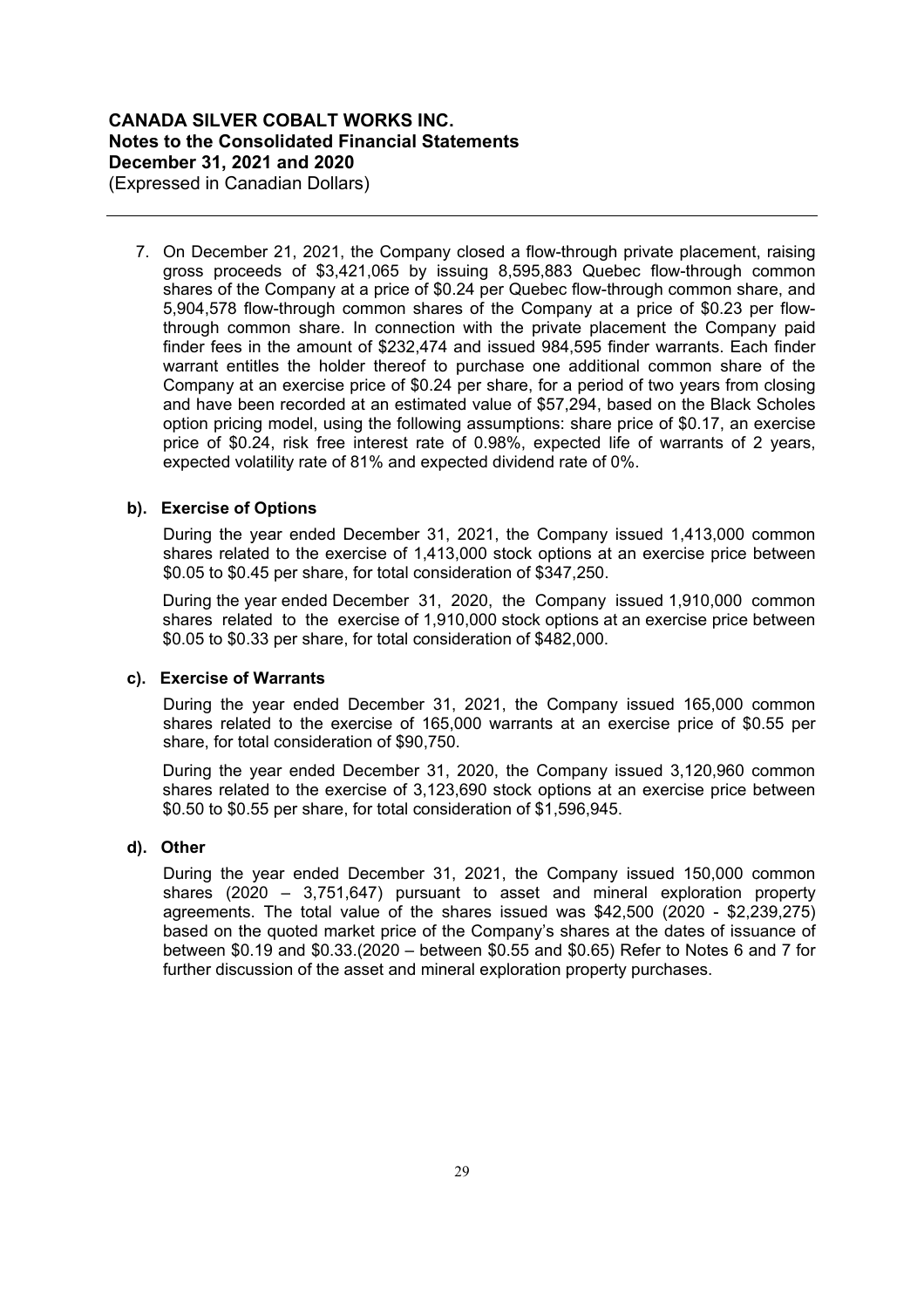7. On December 21, 2021, the Company closed a flow-through private placement, raising gross proceeds of $3,421,065 by issuing 8,595,883 Quebec flow-through common shares of the Company at a price of $0.24 per Quebec flow-through common share, and 5,904,578 flow-through common shares of the Company at a price of $0.23 per flow-through common share. In connection with the private placement the Company paid finder fees in the amount of $232,474 and issued 984,595 finder warrants. Each finder warrant entitles the holder thereof to purchase one additional common share of the Company at an exercise price of $0.24 per share, for a period of two years from closing and have been recorded at an estimated value of $57,294, based on the Black Scholes option pricing model, using the following assumptions: share price of $0.17, an exercise price of $0.24, risk free interest rate of 0.98%, expected life of warrants of 2 years, expected volatility rate of 81% and expected dividend rate of 0%.

#### b). Exercise of Options

During the year ended December 31, 2021, the Company issued 1,413,000 common shares related to the exercise of 1,413,000 stock options at an exercise price between $0.05 to $0.45 per share, for total consideration of $347,250.

During the year ended December 31, 2020, the Company issued 1,910,000 common shares related to the exercise of 1,910,000 stock options at an exercise price between $0.05 to $0.33 per share, for total consideration of $482,000.

#### c). Exercise of Warrants

During the year ended December 31, 2021, the Company issued 165,000 common shares related to the exercise of 165,000 warrants at an exercise price of $0.55 per share, for total consideration of $90,750.

During the year ended December 31, 2020, the Company issued 3,120,960 common shares related to the exercise of 3,123,690 stock options at an exercise price between $0.50 to $0.55 per share, for total consideration of $1,596,945.

#### d). Other

During the year ended December 31, 2021, the Company issued 150,000 common shares (2020 – 3,751,647) pursuant to asset and mineral exploration property agreements. The total value of the shares issued was $42,500 (2020 - $2,239,275) based on the quoted market price of the Company's shares at the dates of issuance of between $0.19 and $0.33.(2020 – between $0.55 and $0.65) Refer to Notes 6 and 7 for further discussion of the asset and mineral exploration property purchases.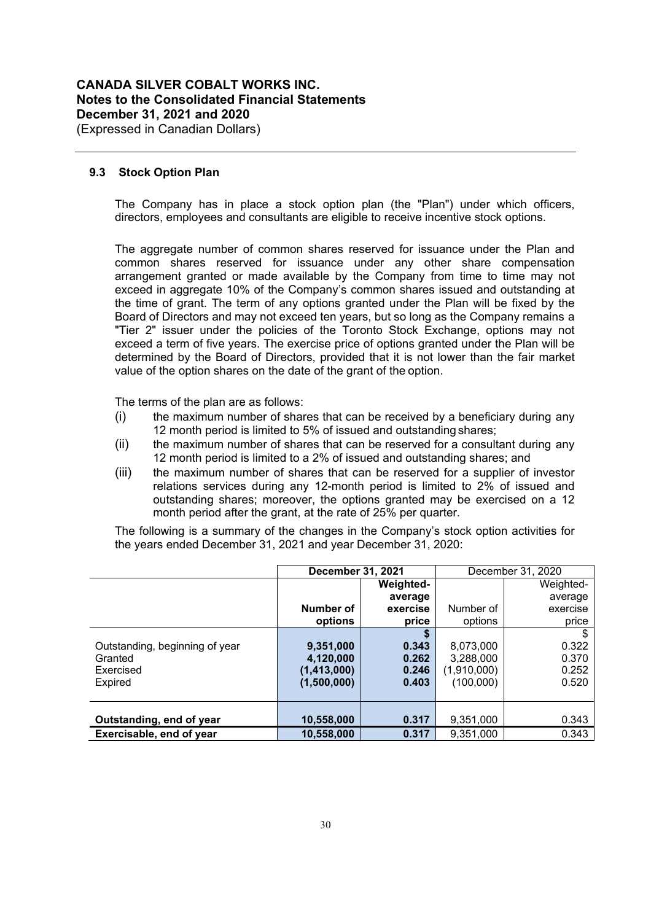### 9.3 Stock Option Plan

The Company has in place a stock option plan (the "Plan") under which officers, directors, employees and consultants are eligible to receive incentive stock options.

The aggregate number of common shares reserved for issuance under the Plan and common shares reserved for issuance under any other share compensation arrangement granted or made available by the Company from time to time may not exceed in aggregate 10% of the Company's common shares issued and outstanding at the time of grant. The term of any options granted under the Plan will be fixed by the Board of Directors and may not exceed ten years, but so long as the Company remains a "Tier 2" issuer under the policies of the Toronto Stock Exchange, options may not exceed a term of five years. The exercise price of options granted under the Plan will be determined by the Board of Directors, provided that it is not lower than the fair market value of the option shares on the date of the grant of the option.

The terms of the plan are as follows:

(i) the maximum number of shares that can be received by a beneficiary during any 12 month period is limited to 5% of issued and outstanding shares;

(ii) the maximum number of shares that can be reserved for a consultant during any 12 month period is limited to a 2% of issued and outstanding shares; and

(iii) the maximum number of shares that can be reserved for a supplier of investor relations services during any 12-month period is limited to 2% of issued and outstanding shares; moreover, the options granted may be exercised on a 12 month period after the grant, at the rate of 25% per quarter.

The following is a summary of the changes in the Company's stock option activities for the years ended December 31, 2021 and year December 31, 2020:

| | **December 31, 2021** | | December 31, 2020 | |
|---|---|---|---|---|
| | **Number of options** | **Weighted-average exercise price** | Number of options | Weighted-average exercise price |
| | | **$** | | $ |
| Outstanding, beginning of year | **9,351,000** | **0.343** | 8,073,000 | 0.322 |
| Granted | **4,120,000** | **0.262** | 3,288,000 | 0.370 |
| Exercised | **(1,413,000)** | **0.246** | (1,910,000) | 0.252 |
| Expired | **(1,500,000)** | **0.403** | (100,000) | 0.520 |
| **Outstanding, end of year** | **10,558,000** | **0.317** | 9,351,000 | 0.343 |
| **Exercisable, end of year** | **10,558,000** | **0.317** | 9,351,000 | 0.343 |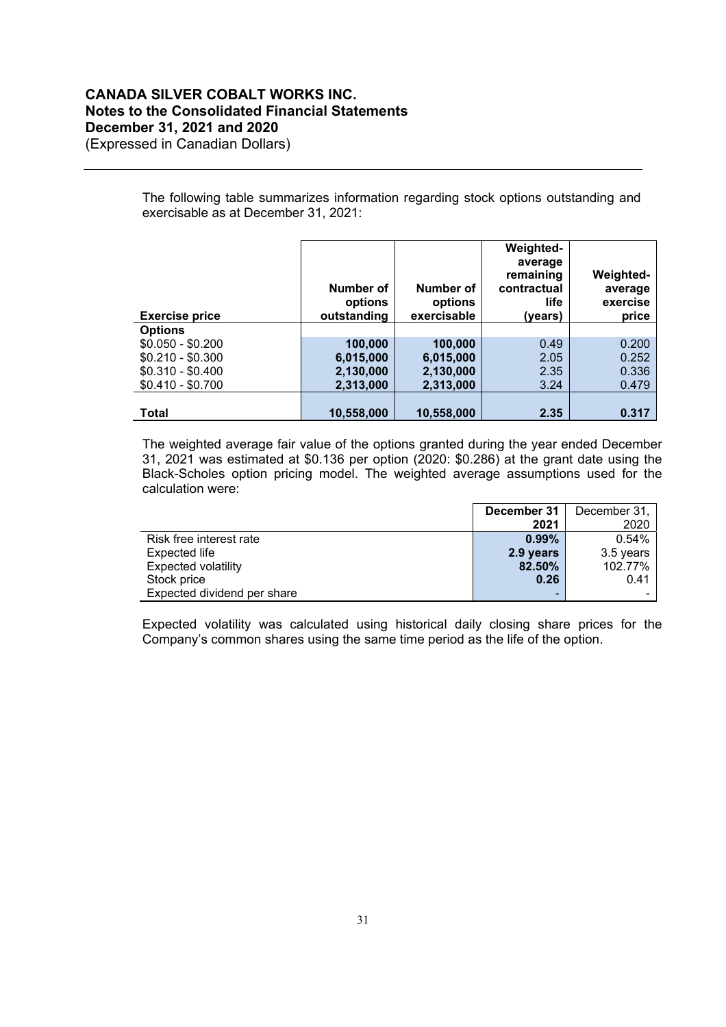The following table summarizes information regarding stock options outstanding and exercisable as at December 31, 2021:

| Exercise price | Number of options outstanding | Number of options exercisable | Weighted-average remaining contractual life (years) | Weighted-average exercise price |
|---|---|---|---|---|
| **Options** | | | | |
| $0.050 - $0.200 | **100,000** | **100,000** | 0.49 | 0.200 |
| $0.210 - $0.300 | **6,015,000** | **6,015,000** | 2.05 | 0.252 |
| $0.310 - $0.400 | **2,130,000** | **2,130,000** | 2.35 | 0.336 |
| $0.410 - $0.700 | **2,313,000** | **2,313,000** | 3.24 | 0.479 |
| **Total** | **10,558,000** | **10,558,000** | **2.35** | **0.317** |

The weighted average fair value of the options granted during the year ended December 31, 2021 was estimated at $0.136 per option (2020: $0.286) at the grant date using the Black-Scholes option pricing model. The weighted average assumptions used for the calculation were:

| | December 31 2021 | December 31, 2020 |
|---|---|---|
| Risk free interest rate | **0.99%** | 0.54% |
| Expected life | **2.9 years** | 3.5 years |
| Expected volatility | **82.50%** | 102.77% |
| Stock price | **0.26** | 0.41 |
| Expected dividend per share | - | - |

Expected volatility was calculated using historical daily closing share prices for the Company's common shares using the same time period as the life of the option.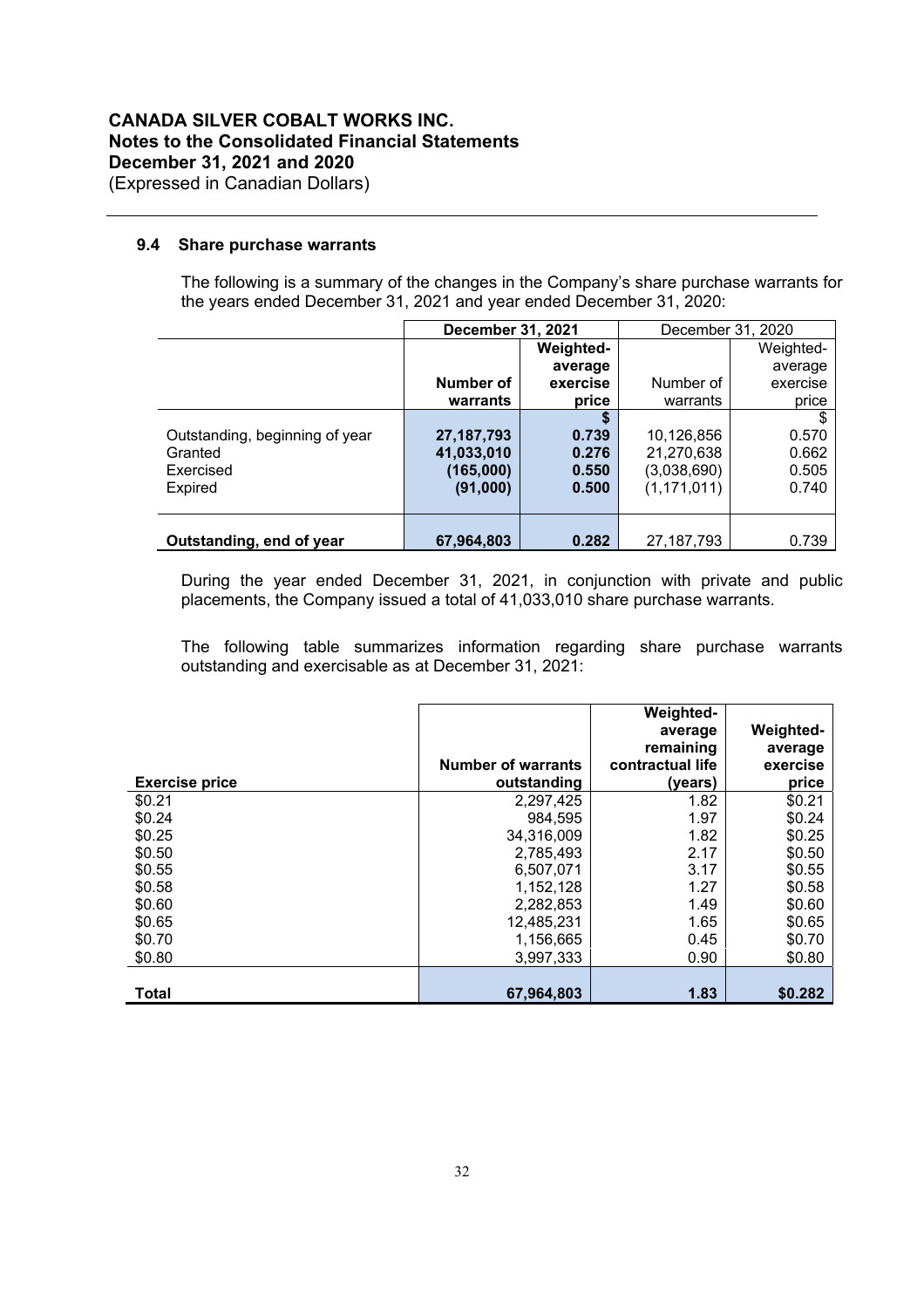**CANADA SILVER COBALT WORKS INC.**
**Notes to the Consolidated Financial Statements**
**December 31, 2021 and 2020**
(Expressed in Canadian Dollars)

### 9.4 Share purchase warrants

The following is a summary of the changes in the Company's share purchase warrants for the years ended December 31, 2021 and year ended December 31, 2020:

| | **December 31, 2021** | | December 31, 2020 | |
|---|---|---|---|---|
| | **Number of warrants** | **Weighted-average exercise price** | Number of warrants | Weighted-average exercise price |
| | | **$** | | $ |
| Outstanding, beginning of year | **27,187,793** | **0.739** | 10,126,856 | 0.570 |
| Granted | **41,033,010** | **0.276** | 21,270,638 | 0.662 |
| Exercised | **(165,000)** | **0.550** | (3,038,690) | 0.505 |
| Expired | **(91,000)** | **0.500** | (1,171,011) | 0.740 |
| **Outstanding, end of year** | **67,964,803** | **0.282** | 27,187,793 | 0.739 |

During the year ended December 31, 2021, in conjunction with private and public placements, the Company issued a total of 41,033,010 share purchase warrants.

The following table summarizes information regarding share purchase warrants outstanding and exercisable as at December 31, 2021:

| **Exercise price** | **Number of warrants outstanding** | **Weighted-average remaining contractual life (years)** | **Weighted-average exercise price** |
|---|---|---|---|
| $0.21 | 2,297,425 | 1.82 | $0.21 |
| $0.24 | 984,595 | 1.97 | $0.24 |
| $0.25 | 34,316,009 | 1.82 | $0.25 |
| $0.50 | 2,785,493 | 2.17 | $0.50 |
| $0.55 | 6,507,071 | 3.17 | $0.55 |
| $0.58 | 1,152,128 | 1.27 | $0.58 |
| $0.60 | 2,282,853 | 1.49 | $0.60 |
| $0.65 | 12,485,231 | 1.65 | $0.65 |
| $0.70 | 1,156,665 | 0.45 | $0.70 |
| $0.80 | 3,997,333 | 0.90 | $0.80 |
| **Total** | **67,964,803** | **1.83** | **$0.282** |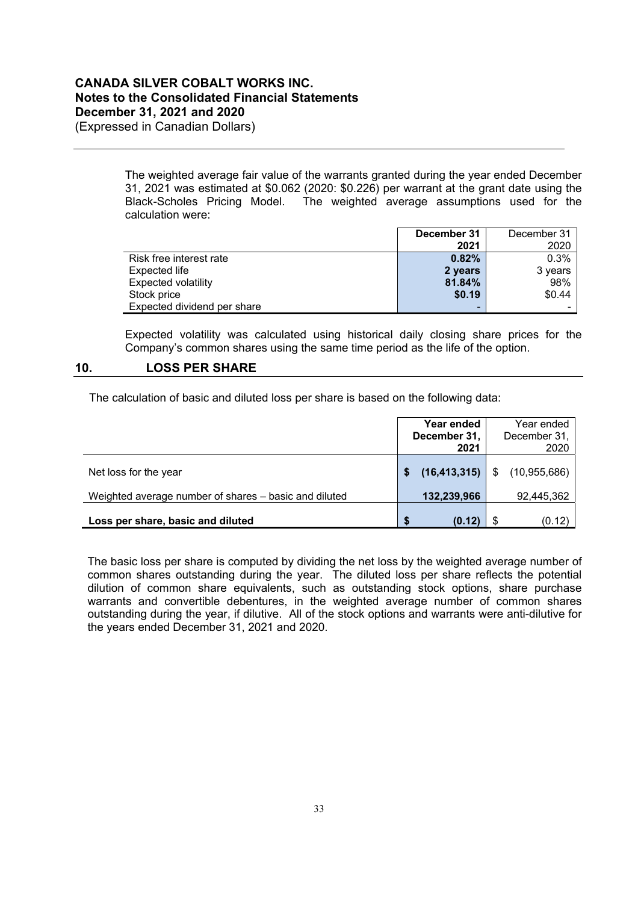The weighted average fair value of the warrants granted during the year ended December 31, 2021 was estimated at $0.062 (2020: $0.226) per warrant at the grant date using the Black-Scholes Pricing Model. The weighted average assumptions used for the calculation were:

| | **December 31 2021** | December 31 2020 |
|---|---|---|
| Risk free interest rate | **0.82%** | 0.3% |
| Expected life | **2 years** | 3 years |
| Expected volatility | **81.84%** | 98% |
| Stock price | **$0.19** | $0.44 |
| Expected dividend per share | **-** | - |

Expected volatility was calculated using historical daily closing share prices for the Company's common shares using the same time period as the life of the option.

## 10. LOSS PER SHARE

The calculation of basic and diluted loss per share is based on the following data:

| | **Year ended December 31, 2021** | Year ended December 31, 2020 |
|---|---|---|
| Net loss for the year | **$ (16,413,315)** | $ (10,955,686) |
| Weighted average number of shares – basic and diluted | **132,239,966** | 92,445,362 |
| **Loss per share, basic and diluted** | **$ (0.12)** | $ (0.12) |

The basic loss per share is computed by dividing the net loss by the weighted average number of common shares outstanding during the year. The diluted loss per share reflects the potential dilution of common share equivalents, such as outstanding stock options, share purchase warrants and convertible debentures, in the weighted average number of common shares outstanding during the year, if dilutive. All of the stock options and warrants were anti-dilutive for the years ended December 31, 2021 and 2020.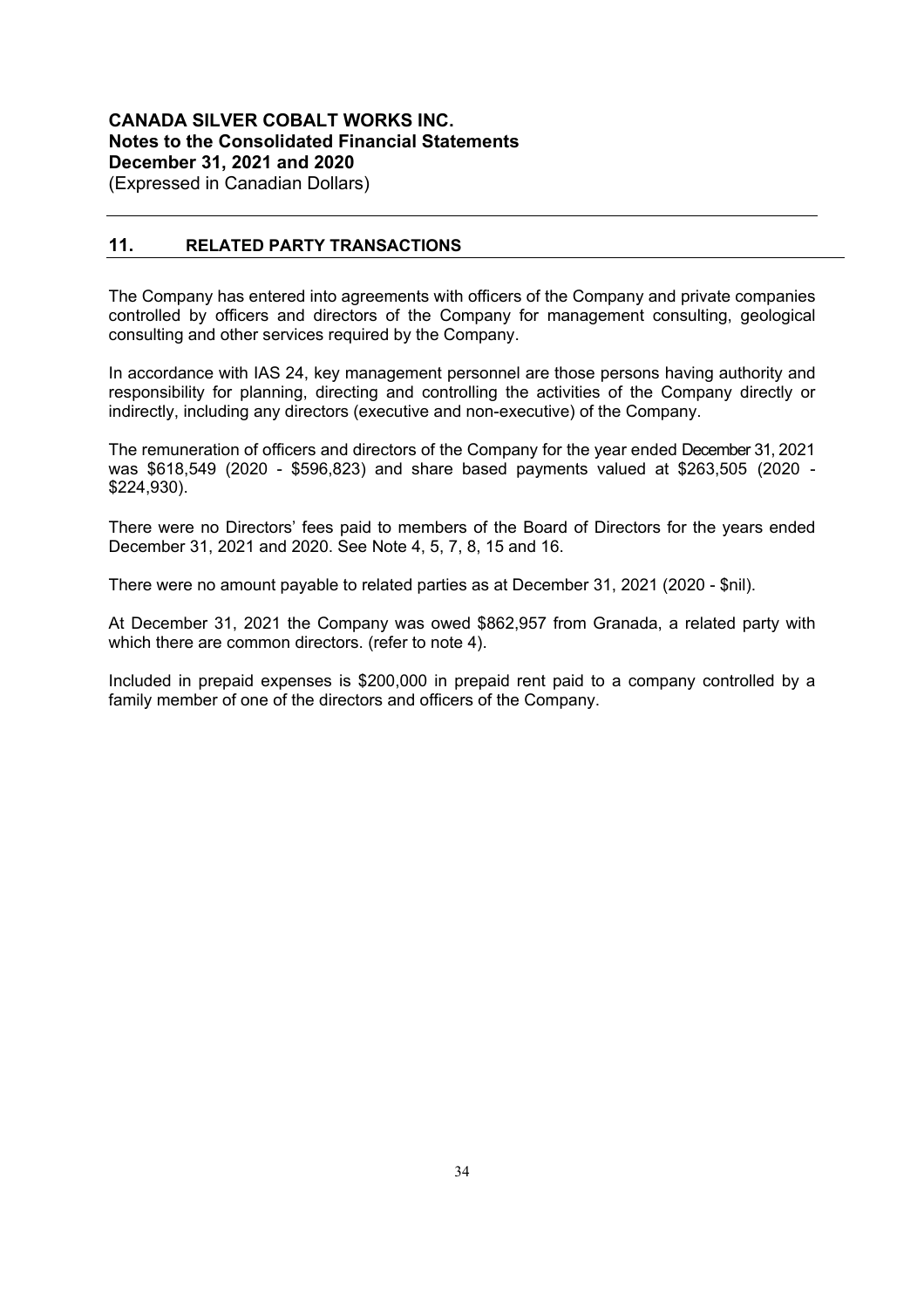## 11. RELATED PARTY TRANSACTIONS

The Company has entered into agreements with officers of the Company and private companies controlled by officers and directors of the Company for management consulting, geological consulting and other services required by the Company.

In accordance with IAS 24, key management personnel are those persons having authority and responsibility for planning, directing and controlling the activities of the Company directly or indirectly, including any directors (executive and non-executive) of the Company.

The remuneration of officers and directors of the Company for the year ended December 31, 2021 was $618,549 (2020 - $596,823) and share based payments valued at $263,505 (2020 - $224,930).

There were no Directors' fees paid to members of the Board of Directors for the years ended December 31, 2021 and 2020. See Note 4, 5, 7, 8, 15 and 16.

There were no amount payable to related parties as at December 31, 2021 (2020 - $nil).

At December 31, 2021 the Company was owed $862,957 from Granada, a related party with which there are common directors. (refer to note 4).

Included in prepaid expenses is $200,000 in prepaid rent paid to a company controlled by a family member of one of the directors and officers of the Company.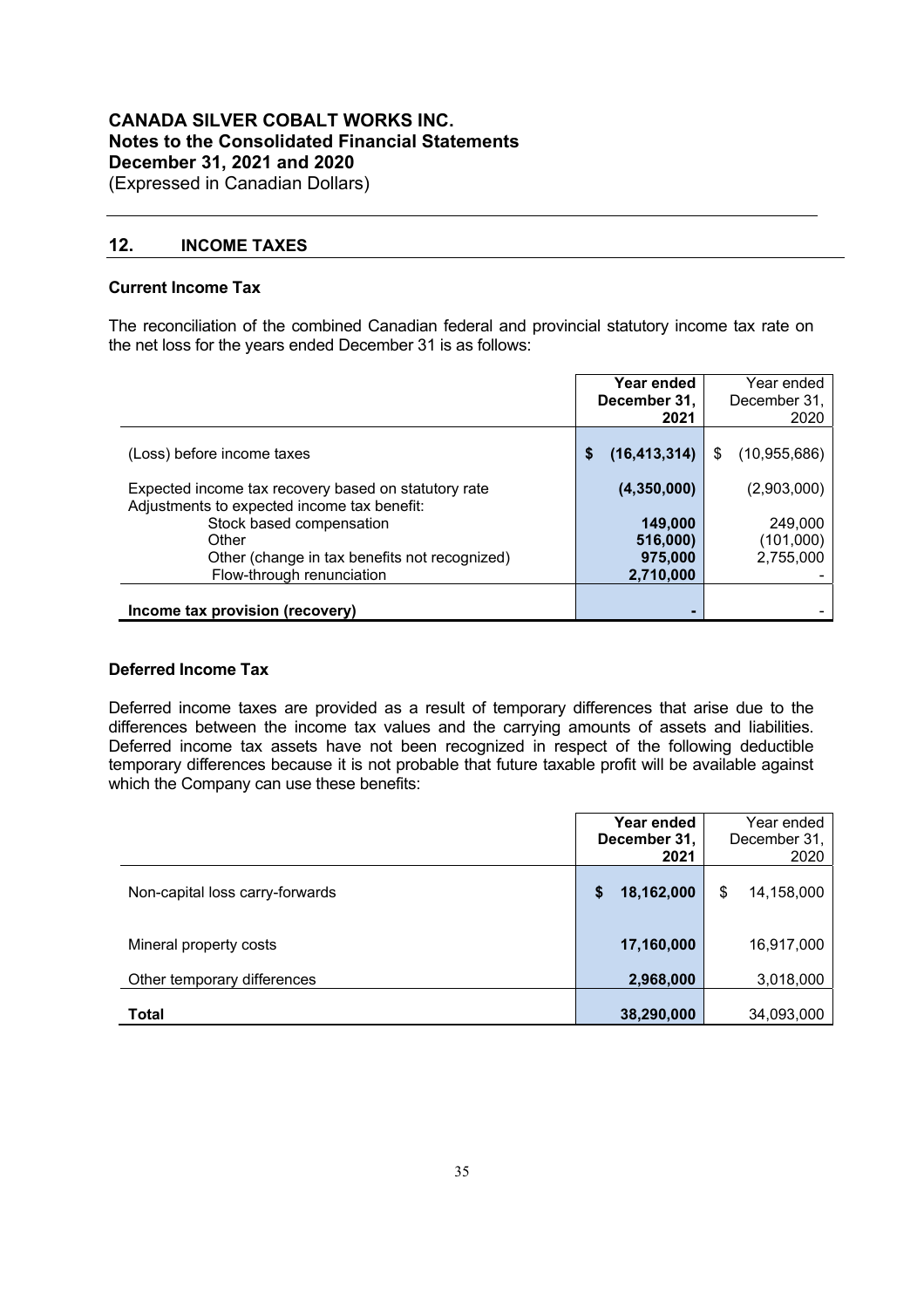## 12. INCOME TAXES

### Current Income Tax

The reconciliation of the combined Canadian federal and provincial statutory income tax rate on the net loss for the years ended December 31 is as follows:

| | Year ended December 31, 2021 | Year ended December 31, 2020 |
|---|---|---|
| (Loss) before income taxes | $ (16,413,314) | $ (10,955,686) |
| Expected income tax recovery based on statutory rate | (4,350,000) | (2,903,000) |
| Adjustments to expected income tax benefit: | | |
| Stock based compensation | 149,000 | 249,000 |
| Other | 516,000) | (101,000) |
| Other (change in tax benefits not recognized) | 975,000 | 2,755,000 |
| Flow-through renunciation | 2,710,000 | - |
| **Income tax provision (recovery)** | - | - |

### Deferred Income Tax

Deferred income taxes are provided as a result of temporary differences that arise due to the differences between the income tax values and the carrying amounts of assets and liabilities. Deferred income tax assets have not been recognized in respect of the following deductible temporary differences because it is not probable that future taxable profit will be available against which the Company can use these benefits:

| | Year ended December 31, 2021 | Year ended December 31, 2020 |
|---|---|---|
| Non-capital loss carry-forwards | $ 18,162,000 | $ 14,158,000 |
| Mineral property costs | 17,160,000 | 16,917,000 |
| Other temporary differences | 2,968,000 | 3,018,000 |
| **Total** | 38,290,000 | 34,093,000 |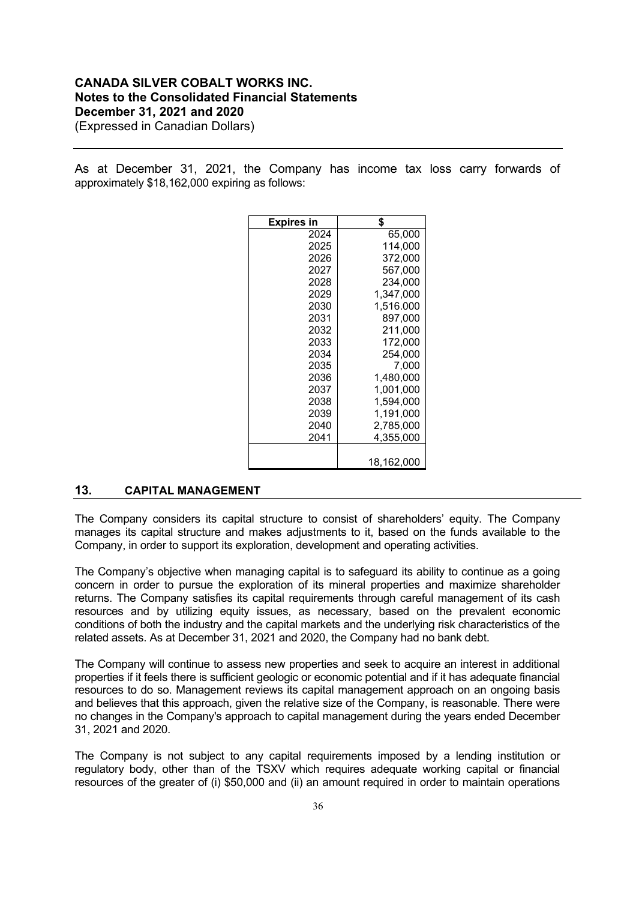As at December 31, 2021, the Company has income tax loss carry forwards of approximately $18,162,000 expiring as follows:

| Expires in | $ |
|---|---|
| 2024 | 65,000 |
| 2025 | 114,000 |
| 2026 | 372,000 |
| 2027 | 567,000 |
| 2028 | 234,000 |
| 2029 | 1,347,000 |
| 2030 | 1,516.000 |
| 2031 | 897,000 |
| 2032 | 211,000 |
| 2033 | 172,000 |
| 2034 | 254,000 |
| 2035 | 7,000 |
| 2036 | 1,480,000 |
| 2037 | 1,001,000 |
| 2038 | 1,594,000 |
| 2039 | 1,191,000 |
| 2040 | 2,785,000 |
| 2041 | 4,355,000 |
| | 18,162,000 |

## 13. CAPITAL MANAGEMENT

The Company considers its capital structure to consist of shareholders' equity. The Company manages its capital structure and makes adjustments to it, based on the funds available to the Company, in order to support its exploration, development and operating activities.

The Company's objective when managing capital is to safeguard its ability to continue as a going concern in order to pursue the exploration of its mineral properties and maximize shareholder returns. The Company satisfies its capital requirements through careful management of its cash resources and by utilizing equity issues, as necessary, based on the prevalent economic conditions of both the industry and the capital markets and the underlying risk characteristics of the related assets. As at December 31, 2021 and 2020, the Company had no bank debt.

The Company will continue to assess new properties and seek to acquire an interest in additional properties if it feels there is sufficient geologic or economic potential and if it has adequate financial resources to do so. Management reviews its capital management approach on an ongoing basis and believes that this approach, given the relative size of the Company, is reasonable. There were no changes in the Company's approach to capital management during the years ended December 31, 2021 and 2020.

The Company is not subject to any capital requirements imposed by a lending institution or regulatory body, other than of the TSXV which requires adequate working capital or financial resources of the greater of (i) $50,000 and (ii) an amount required in order to maintain operations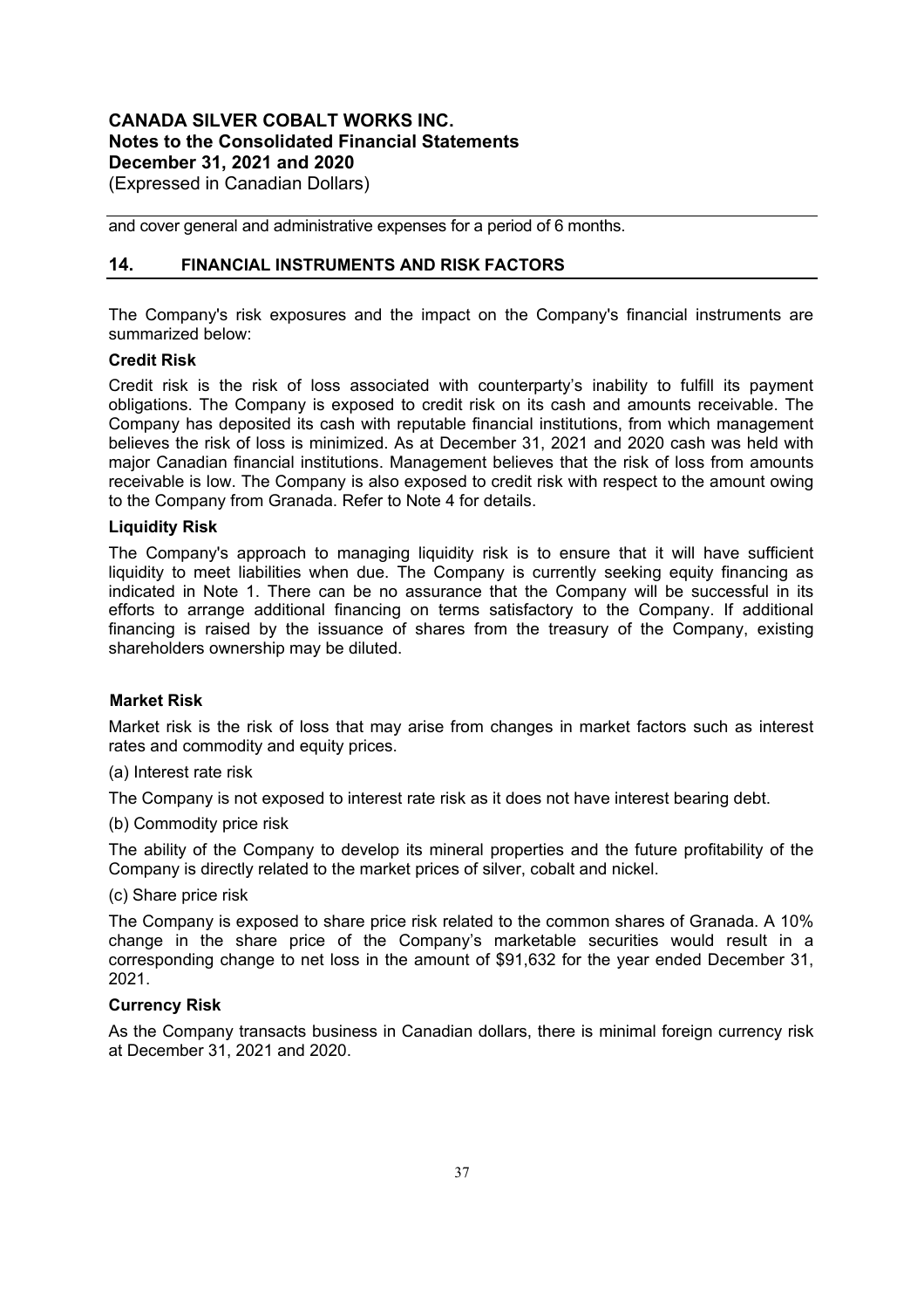and cover general and administrative expenses for a period of 6 months.

## 14. FINANCIAL INSTRUMENTS AND RISK FACTORS

The Company's risk exposures and the impact on the Company's financial instruments are summarized below:

**Credit Risk**

Credit risk is the risk of loss associated with counterparty's inability to fulfill its payment obligations. The Company is exposed to credit risk on its cash and amounts receivable. The Company has deposited its cash with reputable financial institutions, from which management believes the risk of loss is minimized. As at December 31, 2021 and 2020 cash was held with major Canadian financial institutions. Management believes that the risk of loss from amounts receivable is low. The Company is also exposed to credit risk with respect to the amount owing to the Company from Granada. Refer to Note 4 for details.

**Liquidity Risk**

The Company's approach to managing liquidity risk is to ensure that it will have sufficient liquidity to meet liabilities when due. The Company is currently seeking equity financing as indicated in Note 1. There can be no assurance that the Company will be successful in its efforts to arrange additional financing on terms satisfactory to the Company. If additional financing is raised by the issuance of shares from the treasury of the Company, existing shareholders ownership may be diluted.

**Market Risk**

Market risk is the risk of loss that may arise from changes in market factors such as interest rates and commodity and equity prices.

(a) Interest rate risk

The Company is not exposed to interest rate risk as it does not have interest bearing debt.

(b) Commodity price risk

The ability of the Company to develop its mineral properties and the future profitability of the Company is directly related to the market prices of silver, cobalt and nickel.

(c) Share price risk

The Company is exposed to share price risk related to the common shares of Granada. A 10% change in the share price of the Company's marketable securities would result in a corresponding change to net loss in the amount of $91,632 for the year ended December 31, 2021.

**Currency Risk**

As the Company transacts business in Canadian dollars, there is minimal foreign currency risk at December 31, 2021 and 2020.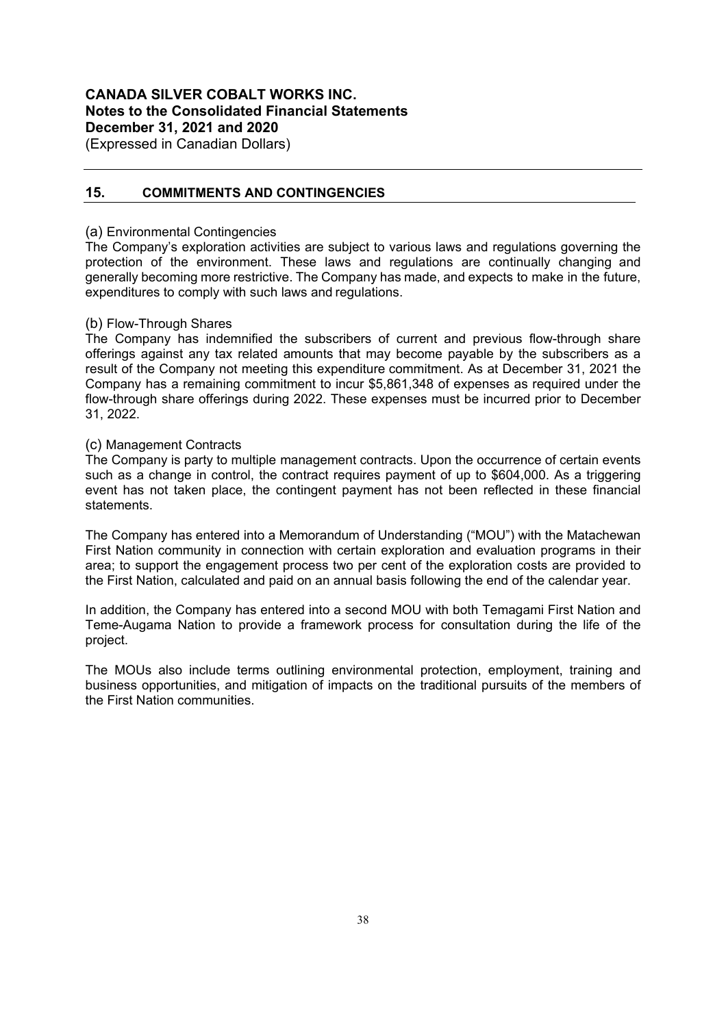## 15. COMMITMENTS AND CONTINGENCIES

(a) Environmental Contingencies
The Company's exploration activities are subject to various laws and regulations governing the protection of the environment. These laws and regulations are continually changing and generally becoming more restrictive. The Company has made, and expects to make in the future, expenditures to comply with such laws and regulations.

(b) Flow-Through Shares
The Company has indemnified the subscribers of current and previous flow-through share offerings against any tax related amounts that may become payable by the subscribers as a result of the Company not meeting this expenditure commitment. As at December 31, 2021 the Company has a remaining commitment to incur $5,861,348 of expenses as required under the flow-through share offerings during 2022. These expenses must be incurred prior to December 31, 2022.

(c) Management Contracts
The Company is party to multiple management contracts. Upon the occurrence of certain events such as a change in control, the contract requires payment of up to $604,000. As a triggering event has not taken place, the contingent payment has not been reflected in these financial statements.

The Company has entered into a Memorandum of Understanding ("MOU") with the Matachewan First Nation community in connection with certain exploration and evaluation programs in their area; to support the engagement process two per cent of the exploration costs are provided to the First Nation, calculated and paid on an annual basis following the end of the calendar year.

In addition, the Company has entered into a second MOU with both Temagami First Nation and Teme-Augama Nation to provide a framework process for consultation during the life of the project.

The MOUs also include terms outlining environmental protection, employment, training and business opportunities, and mitigation of impacts on the traditional pursuits of the members of the First Nation communities.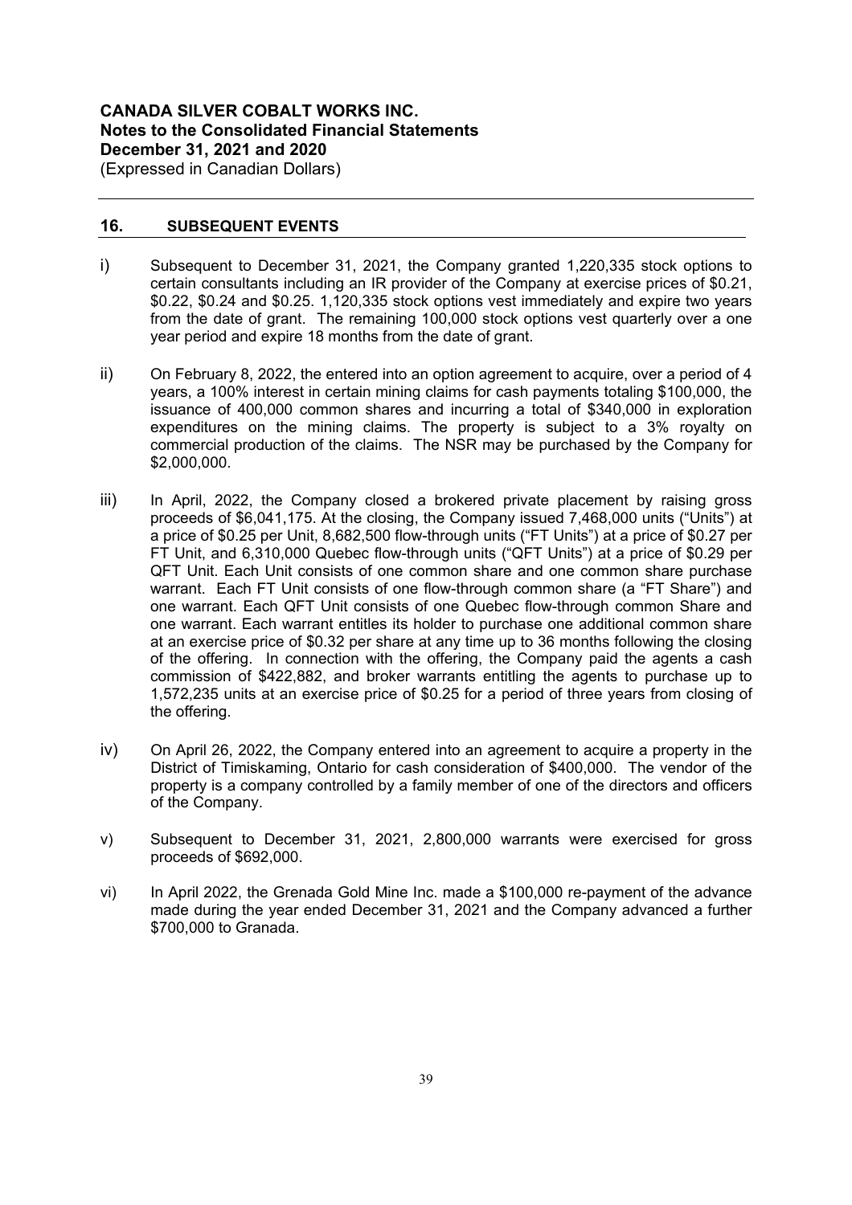**CANADA SILVER COBALT WORKS INC.**
**Notes to the Consolidated Financial Statements**
**December 31, 2021 and 2020**
(Expressed in Canadian Dollars)

## 16. SUBSEQUENT EVENTS

i) Subsequent to December 31, 2021, the Company granted 1,220,335 stock options to certain consultants including an IR provider of the Company at exercise prices of $0.21, $0.22, $0.24 and $0.25. 1,120,335 stock options vest immediately and expire two years from the date of grant. The remaining 100,000 stock options vest quarterly over a one year period and expire 18 months from the date of grant.

ii) On February 8, 2022, the entered into an option agreement to acquire, over a period of 4 years, a 100% interest in certain mining claims for cash payments totaling $100,000, the issuance of 400,000 common shares and incurring a total of $340,000 in exploration expenditures on the mining claims. The property is subject to a 3% royalty on commercial production of the claims. The NSR may be purchased by the Company for $2,000,000.

iii) In April, 2022, the Company closed a brokered private placement by raising gross proceeds of $6,041,175. At the closing, the Company issued 7,468,000 units ("Units") at a price of $0.25 per Unit, 8,682,500 flow-through units ("FT Units") at a price of $0.27 per FT Unit, and 6,310,000 Quebec flow-through units ("QFT Units") at a price of $0.29 per QFT Unit. Each Unit consists of one common share and one common share purchase warrant. Each FT Unit consists of one flow-through common share (a "FT Share") and one warrant. Each QFT Unit consists of one Quebec flow-through common Share and one warrant. Each warrant entitles its holder to purchase one additional common share at an exercise price of $0.32 per share at any time up to 36 months following the closing of the offering. In connection with the offering, the Company paid the agents a cash commission of $422,882, and broker warrants entitling the agents to purchase up to 1,572,235 units at an exercise price of $0.25 for a period of three years from closing of the offering.

iv) On April 26, 2022, the Company entered into an agreement to acquire a property in the District of Timiskaming, Ontario for cash consideration of $400,000. The vendor of the property is a company controlled by a family member of one of the directors and officers of the Company.

v) Subsequent to December 31, 2021, 2,800,000 warrants were exercised for gross proceeds of $692,000.

vi) In April 2022, the Grenada Gold Mine Inc. made a $100,000 re-payment of the advance made during the year ended December 31, 2021 and the Company advanced a further $700,000 to Granada.